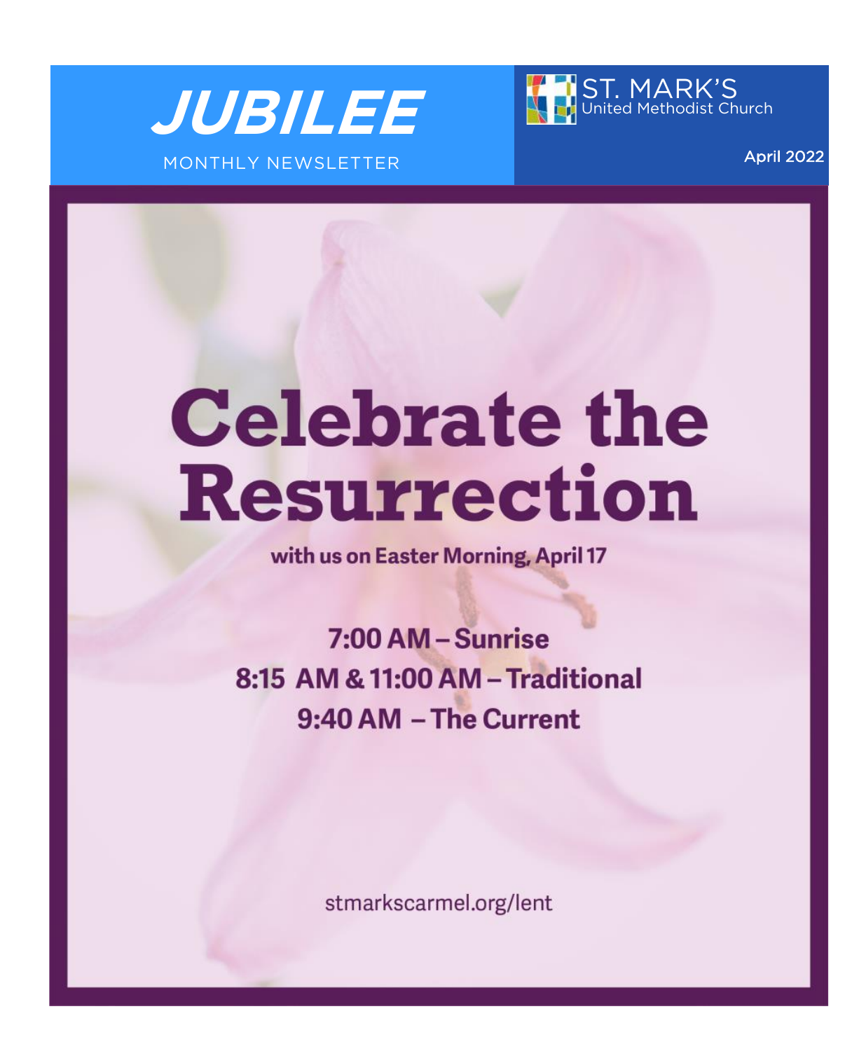# JUBILEE

MONTHLY NEWSLETTER

ST. MARK'S
United Methodist Church

April 2022

# Celebrate the Resurrection

**with us on Easter Morning, April 17**

**7:00 AM – Sunrise**
**8:15 AM & 11:00 AM – Traditional**
**9:40 AM – The Current**

stmarkscarmel.org/lent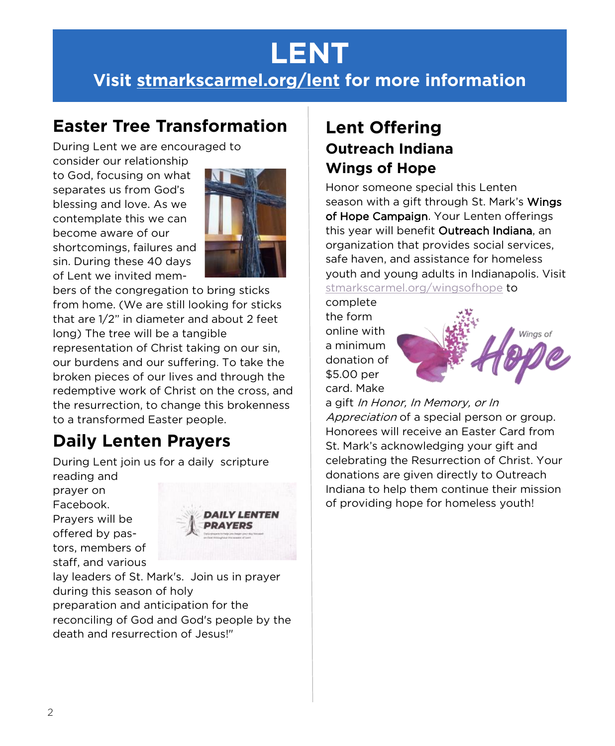# LENT

## Visit stmarkscarmel.org/lent for more information

## Easter Tree Transformation

During Lent we are encouraged to consider our relationship to God, focusing on what separates us from God's blessing and love. As we contemplate this we can become aware of our shortcomings, failures and sin. During these 40 days of Lent we invited members of the congregation to bring sticks from home. (We are still looking for sticks that are 1/2" in diameter and about 2 feet long) The tree will be a tangible representation of Christ taking on our sin, our burdens and our suffering. To take the broken pieces of our lives and through the redemptive work of Christ on the cross, and the resurrection, to change this brokenness to a transformed Easter people.

## Daily Lenten Prayers

During Lent join us for a daily scripture reading and prayer on Facebook. Prayers will be offered by pastors, members of staff, and various lay leaders of St. Mark's. Join us in prayer during this season of holy preparation and anticipation for the reconciling of God and God's people by the death and resurrection of Jesus!"

## Lent Offering

### Outreach Indiana

### Wings of Hope

Honor someone special this Lenten season with a gift through St. Mark's Wings of Hope Campaign. Your Lenten offerings this year will benefit Outreach Indiana, an organization that provides social services, safe haven, and assistance for homeless youth and young adults in Indianapolis. Visit stmarkscarmel.org/wingsofhope to complete the form online with a minimum donation of $5.00 per card. Make a gift *In Honor, In Memory, or In Appreciation* of a special person or group. Honorees will receive an Easter Card from St. Mark's acknowledging your gift and celebrating the Resurrection of Christ. Your donations are given directly to Outreach Indiana to help them continue their mission of providing hope for homeless youth!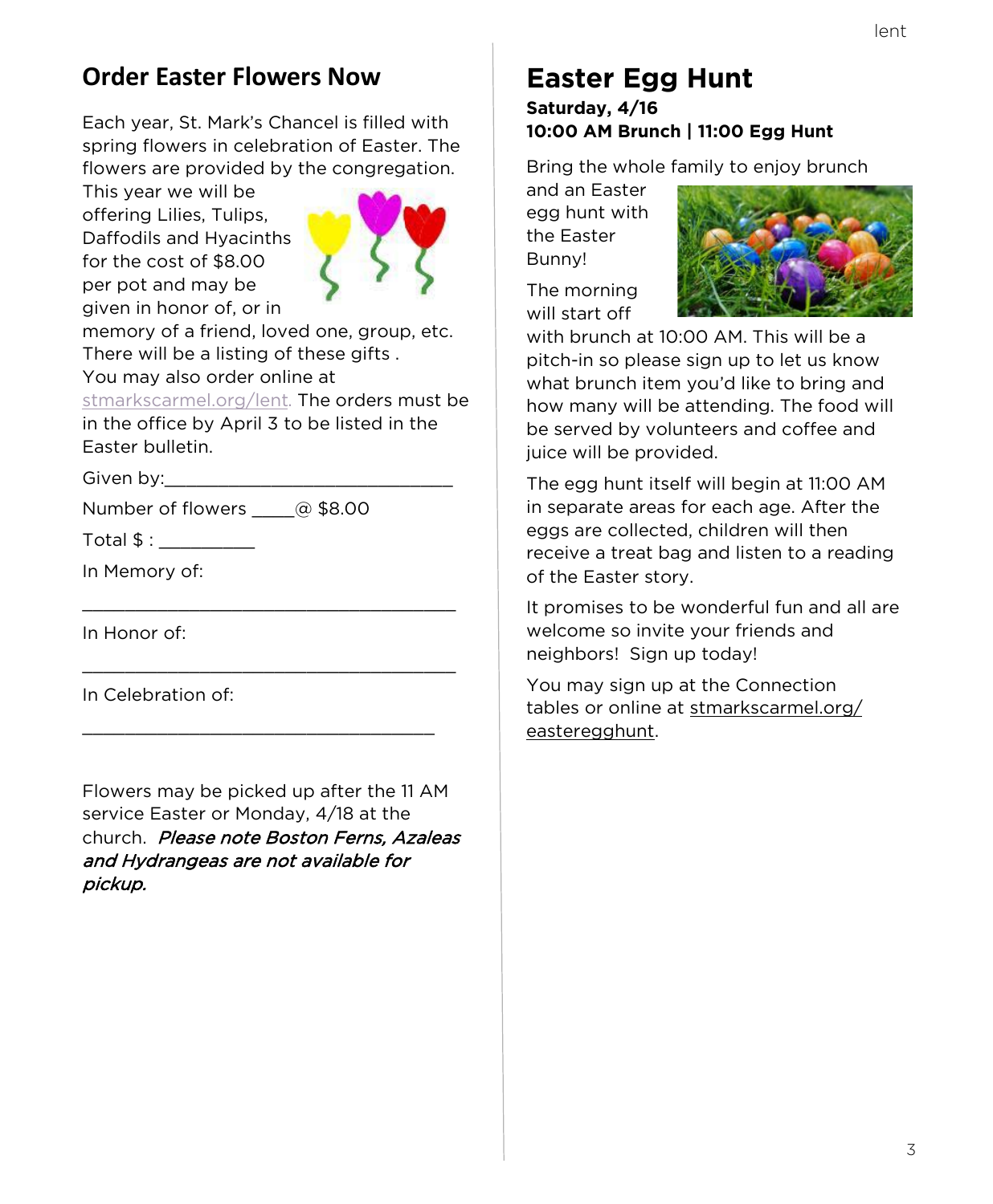## Order Easter Flowers Now

Each year, St. Mark's Chancel is filled with spring flowers in celebration of Easter. The flowers are provided by the congregation. This year we will be offering Lilies, Tulips, Daffodils and Hyacinths for the cost of $8.00 per pot and may be given in honor of, or in memory of a friend, loved one, group, etc. There will be a listing of these gifts . You may also order online at stmarkscarmel.org/lent. The orders must be in the office by April 3 to be listed in the Easter bulletin.

Given by:______________________________

Number of flowers ____@ $8.00

Total $ : __________

In Memory of:

_______________________________________

In Honor of:

_______________________________________

In Celebration of:

_____________________________________

Flowers may be picked up after the 11 AM service Easter or Monday, 4/18 at the church. *Please note Boston Ferns, Azaleas and Hydrangeas are not available for pickup.*

## Easter Egg Hunt

**Saturday, 4/16**
**10:00 AM Brunch | 11:00 Egg Hunt**

Bring the whole family to enjoy brunch and an Easter egg hunt with the Easter Bunny!

The morning will start off with brunch at 10:00 AM. This will be a pitch-in so please sign up to let us know what brunch item you'd like to bring and how many will be attending. The food will be served by volunteers and coffee and juice will be provided.

The egg hunt itself will begin at 11:00 AM in separate areas for each age. After the eggs are collected, children will then receive a treat bag and listen to a reading of the Easter story.

It promises to be wonderful fun and all are welcome so invite your friends and neighbors! Sign up today!

You may sign up at the Connection tables or online at stmarkscarmel.org/easteregghunt.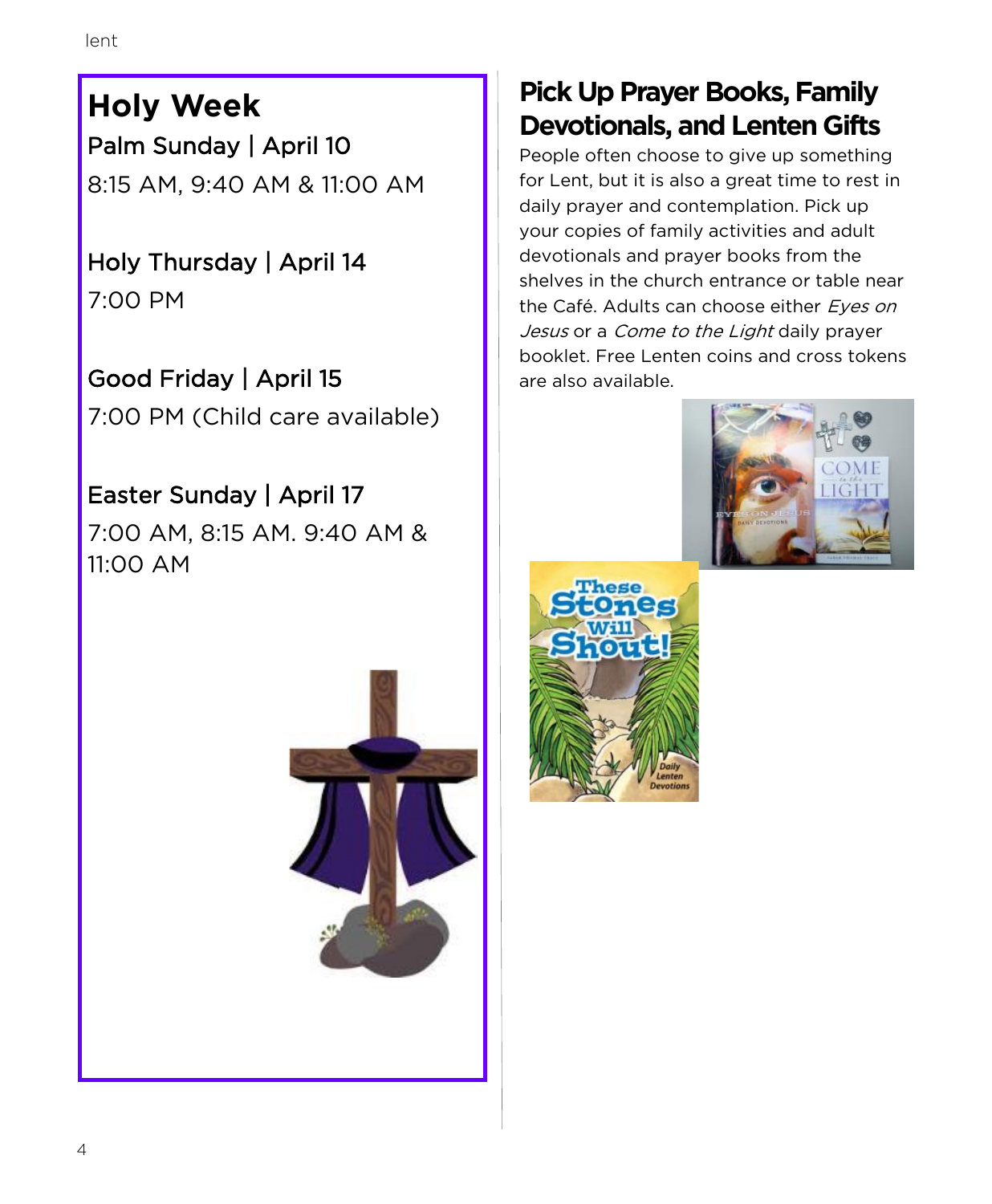## Holy Week

Palm Sunday | April 10

8:15 AM, 9:40 AM & 11:00 AM

Holy Thursday | April 14

7:00 PM

Good Friday | April 15

7:00 PM (Child care available)

Easter Sunday | April 17

7:00 AM, 8:15 AM. 9:40 AM & 11:00 AM

## Pick Up Prayer Books, Family Devotionals, and Lenten Gifts

People often choose to give up something for Lent, but it is also a great time to rest in daily prayer and contemplation. Pick up your copies of family activities and adult devotionals and prayer books from the shelves in the church entrance or table near the Café. Adults can choose either *Eyes on Jesus* or a *Come to the Light* daily prayer booklet. Free Lenten coins and cross tokens are also available.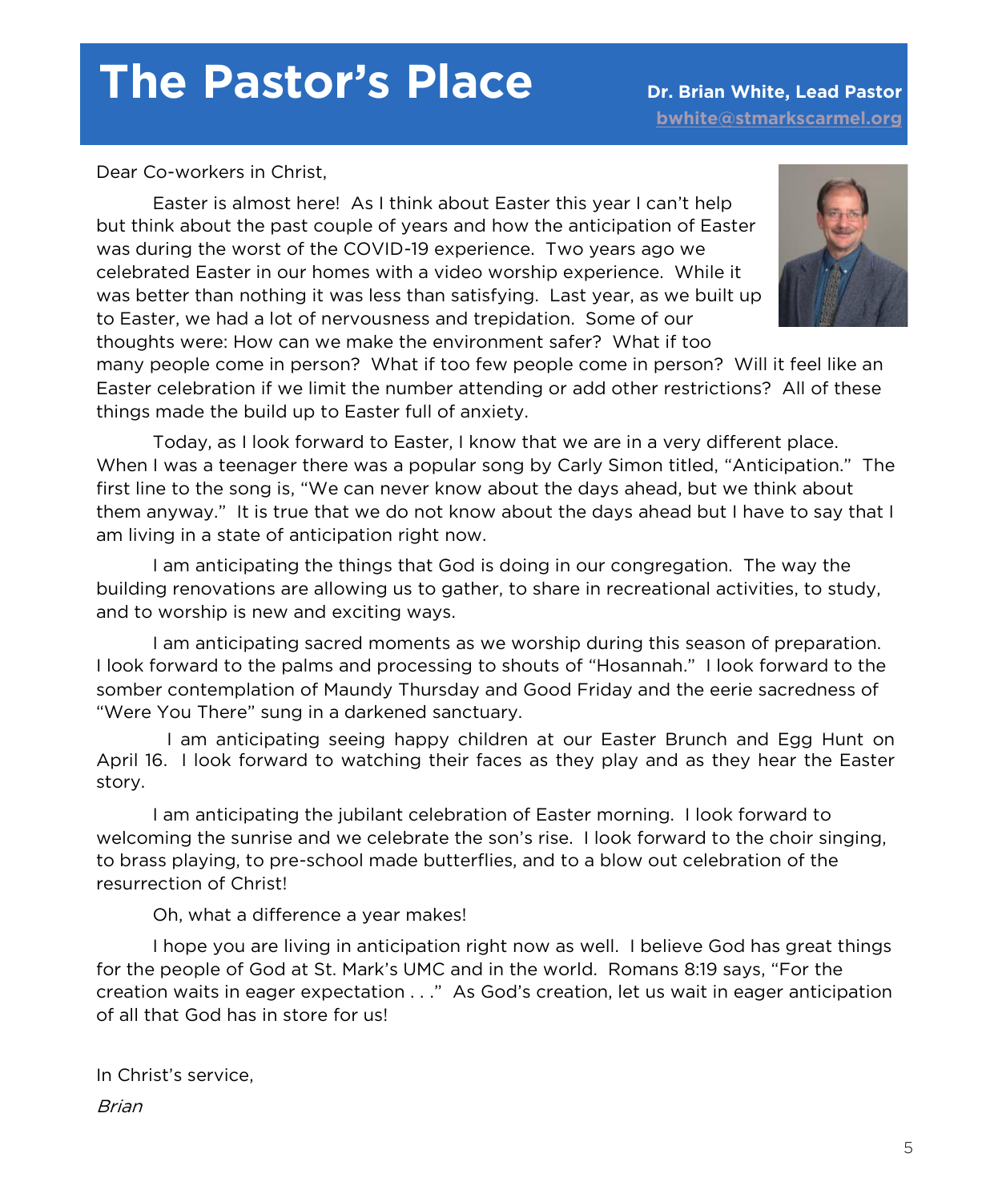# The Pastor's Place

**Dr. Brian White, Lead Pastor**
**bwhite@stmarkscarmel.org**

Dear Co-workers in Christ,

Easter is almost here! As I think about Easter this year I can't help but think about the past couple of years and how the anticipation of Easter was during the worst of the COVID-19 experience. Two years ago we celebrated Easter in our homes with a video worship experience. While it was better than nothing it was less than satisfying. Last year, as we built up to Easter, we had a lot of nervousness and trepidation. Some of our thoughts were: How can we make the environment safer? What if too many people come in person? What if too few people come in person? Will it feel like an Easter celebration if we limit the number attending or add other restrictions? All of these things made the build up to Easter full of anxiety.

Today, as I look forward to Easter, I know that we are in a very different place. When I was a teenager there was a popular song by Carly Simon titled, "Anticipation." The first line to the song is, "We can never know about the days ahead, but we think about them anyway." It is true that we do not know about the days ahead but I have to say that I am living in a state of anticipation right now.

I am anticipating the things that God is doing in our congregation. The way the building renovations are allowing us to gather, to share in recreational activities, to study, and to worship is new and exciting ways.

I am anticipating sacred moments as we worship during this season of preparation. I look forward to the palms and processing to shouts of "Hosannah." I look forward to the somber contemplation of Maundy Thursday and Good Friday and the eerie sacredness of "Were You There" sung in a darkened sanctuary.

I am anticipating seeing happy children at our Easter Brunch and Egg Hunt on April 16. I look forward to watching their faces as they play and as they hear the Easter story.

I am anticipating the jubilant celebration of Easter morning. I look forward to welcoming the sunrise and we celebrate the son's rise. I look forward to the choir singing, to brass playing, to pre-school made butterflies, and to a blow out celebration of the resurrection of Christ!

Oh, what a difference a year makes!

I hope you are living in anticipation right now as well. I believe God has great things for the people of God at St. Mark's UMC and in the world. Romans 8:19 says, "For the creation waits in eager expectation . . ." As God's creation, let us wait in eager anticipation of all that God has in store for us!

In Christ's service,

*Brian*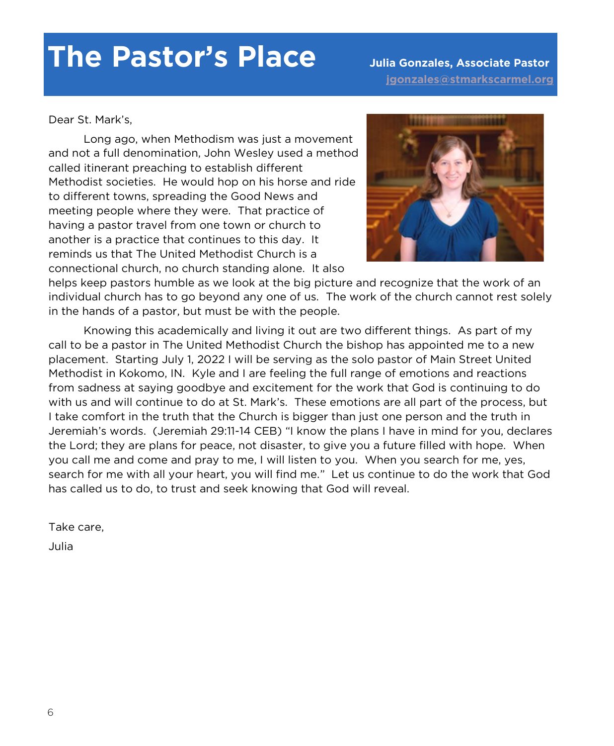# The Pastor's Place

**Julia Gonzales, Associate Pastor**
**jgonzales@stmarkscarmel.org**

Dear St. Mark's,

Long ago, when Methodism was just a movement and not a full denomination, John Wesley used a method called itinerant preaching to establish different Methodist societies. He would hop on his horse and ride to different towns, spreading the Good News and meeting people where they were. That practice of having a pastor travel from one town or church to another is a practice that continues to this day. It reminds us that The United Methodist Church is a connectional church, no church standing alone. It also helps keep pastors humble as we look at the big picture and recognize that the work of an individual church has to go beyond any one of us. The work of the church cannot rest solely in the hands of a pastor, but must be with the people.

Knowing this academically and living it out are two different things. As part of my call to be a pastor in The United Methodist Church the bishop has appointed me to a new placement. Starting July 1, 2022 I will be serving as the solo pastor of Main Street United Methodist in Kokomo, IN. Kyle and I are feeling the full range of emotions and reactions from sadness at saying goodbye and excitement for the work that God is continuing to do with us and will continue to do at St. Mark's. These emotions are all part of the process, but I take comfort in the truth that the Church is bigger than just one person and the truth in Jeremiah's words. (Jeremiah 29:11-14 CEB) "I know the plans I have in mind for you, declares the Lord; they are plans for peace, not disaster, to give you a future filled with hope. When you call me and come and pray to me, I will listen to you. When you search for me, yes, search for me with all your heart, you will find me." Let us continue to do the work that God has called us to do, to trust and seek knowing that God will reveal.

Take care,

Julia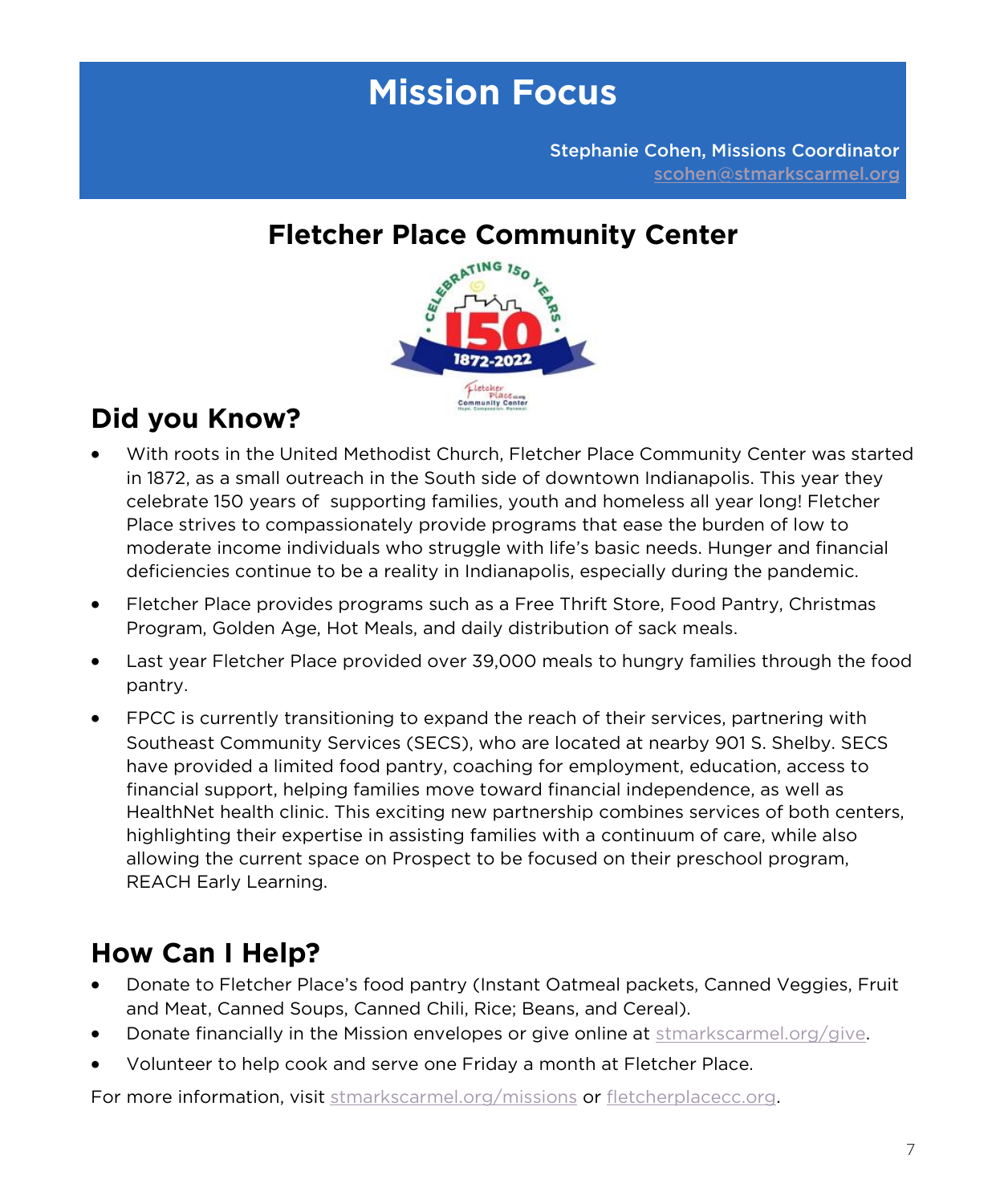# Mission Focus

Stephanie Cohen, Missions Coordinator
scohen@stmarkscarmel.org

## Fletcher Place Community Center

## Did you Know?

- With roots in the United Methodist Church, Fletcher Place Community Center was started in 1872, as a small outreach in the South side of downtown Indianapolis. This year they celebrate 150 years of supporting families, youth and homeless all year long! Fletcher Place strives to compassionately provide programs that ease the burden of low to moderate income individuals who struggle with life's basic needs. Hunger and financial deficiencies continue to be a reality in Indianapolis, especially during the pandemic.
- Fletcher Place provides programs such as a Free Thrift Store, Food Pantry, Christmas Program, Golden Age, Hot Meals, and daily distribution of sack meals.
- Last year Fletcher Place provided over 39,000 meals to hungry families through the food pantry.
- FPCC is currently transitioning to expand the reach of their services, partnering with Southeast Community Services (SECS), who are located at nearby 901 S. Shelby. SECS have provided a limited food pantry, coaching for employment, education, access to financial support, helping families move toward financial independence, as well as HealthNet health clinic. This exciting new partnership combines services of both centers, highlighting their expertise in assisting families with a continuum of care, while also allowing the current space on Prospect to be focused on their preschool program, REACH Early Learning.

## How Can I Help?

- Donate to Fletcher Place's food pantry (Instant Oatmeal packets, Canned Veggies, Fruit and Meat, Canned Soups, Canned Chili, Rice; Beans, and Cereal).
- Donate financially in the Mission envelopes or give online at stmarkscarmel.org/give.
- Volunteer to help cook and serve one Friday a month at Fletcher Place.

For more information, visit stmarkscarmel.org/missions or fletcherplacecc.org.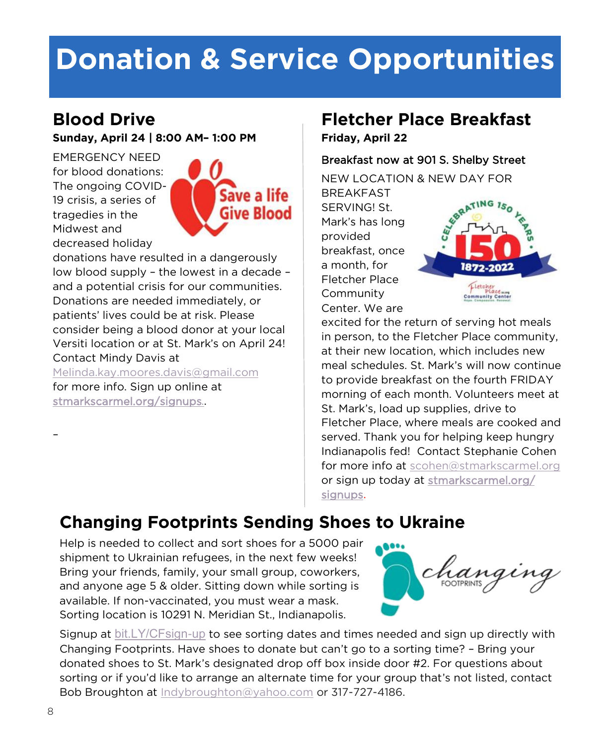# Donation & Service Opportunities

## Blood Drive

**Sunday, April 24 | 8:00 AM– 1:00 PM**

EMERGENCY NEED for blood donations: The ongoing COVID-19 crisis, a series of tragedies in the Midwest and decreased holiday donations have resulted in a dangerously low blood supply – the lowest in a decade – and a potential crisis for our communities. Donations are needed immediately, or patients' lives could be at risk. Please consider being a blood donor at your local Versiti location or at St. Mark's on April 24! Contact Mindy Davis at Melinda.kay.moores.davis@gmail.com for more info. Sign up online at stmarkscarmel.org/signups.

–

## Fletcher Place Breakfast

**Friday, April 22**

Breakfast now at 901 S. Shelby Street

NEW LOCATION & NEW DAY FOR BREAKFAST SERVING! St. Mark's has long provided breakfast, once a month, for Fletcher Place Community Center. We are excited for the return of serving hot meals in person, to the Fletcher Place community, at their new location, which includes new meal schedules. St. Mark's will now continue to provide breakfast on the fourth FRIDAY morning of each month. Volunteers meet at St. Mark's, load up supplies, drive to Fletcher Place, where meals are cooked and served. Thank you for helping keep hungry Indianapolis fed! Contact Stephanie Cohen for more info at scohen@stmarkscarmel.org or sign up today at stmarkscarmel.org/signups.

## Changing Footprints Sending Shoes to Ukraine

Help is needed to collect and sort shoes for a 5000 pair shipment to Ukrainian refugees, in the next few weeks! Bring your friends, family, your small group, coworkers, and anyone age 5 & older. Sitting down while sorting is available. If non-vaccinated, you must wear a mask. Sorting location is 10291 N. Meridian St., Indianapolis.

Signup at bit.LY/CFsign-up to see sorting dates and times needed and sign up directly with Changing Footprints. Have shoes to donate but can't go to a sorting time? – Bring your donated shoes to St. Mark's designated drop off box inside door #2. For questions about sorting or if you'd like to arrange an alternate time for your group that's not listed, contact Bob Broughton at Indybroughton@yahoo.com or 317-727-4186.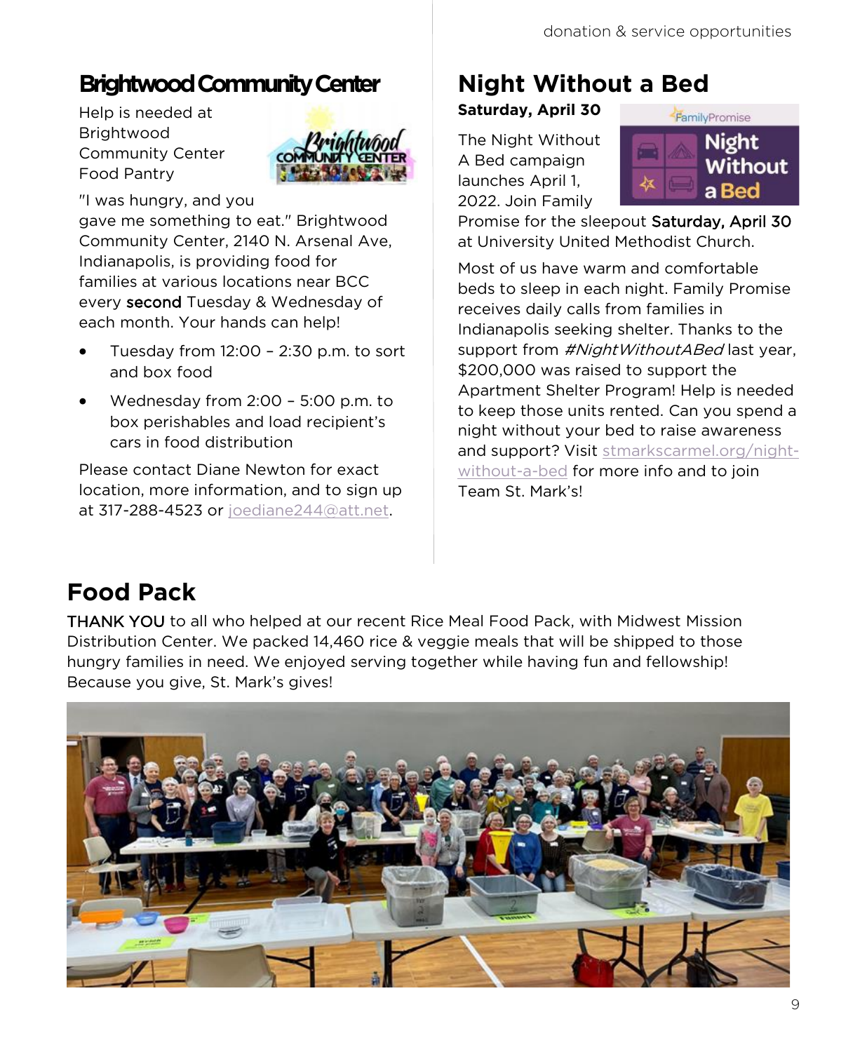## Brightwood Community Center

Help is needed at Brightwood Community Center Food Pantry

"I was hungry, and you gave me something to eat." Brightwood Community Center, 2140 N. Arsenal Ave, Indianapolis, is providing food for families at various locations near BCC every **second** Tuesday & Wednesday of each month. Your hands can help!

- Tuesday from 12:00 – 2:30 p.m. to sort and box food
- Wednesday from 2:00 – 5:00 p.m. to box perishables and load recipient's cars in food distribution

Please contact Diane Newton for exact location, more information, and to sign up at 317-288-4523 or joediane244@att.net.

## Night Without a Bed

**Saturday, April 30**

The Night Without A Bed campaign launches April 1, 2022. Join Family Promise for the sleepout **Saturday, April 30** at University United Methodist Church.

Most of us have warm and comfortable beds to sleep in each night. Family Promise receives daily calls from families in Indianapolis seeking shelter. Thanks to the support from *#NightWithoutABed* last year, $200,000 was raised to support the Apartment Shelter Program! Help is needed to keep those units rented. Can you spend a night without your bed to raise awareness and support? Visit stmarkscarmel.org/night-without-a-bed for more info and to join Team St. Mark's!

## Food Pack

**THANK YOU** to all who helped at our recent Rice Meal Food Pack, with Midwest Mission Distribution Center. We packed 14,460 rice & veggie meals that will be shipped to those hungry families in need. We enjoyed serving together while having fun and fellowship! Because you give, St. Mark's gives!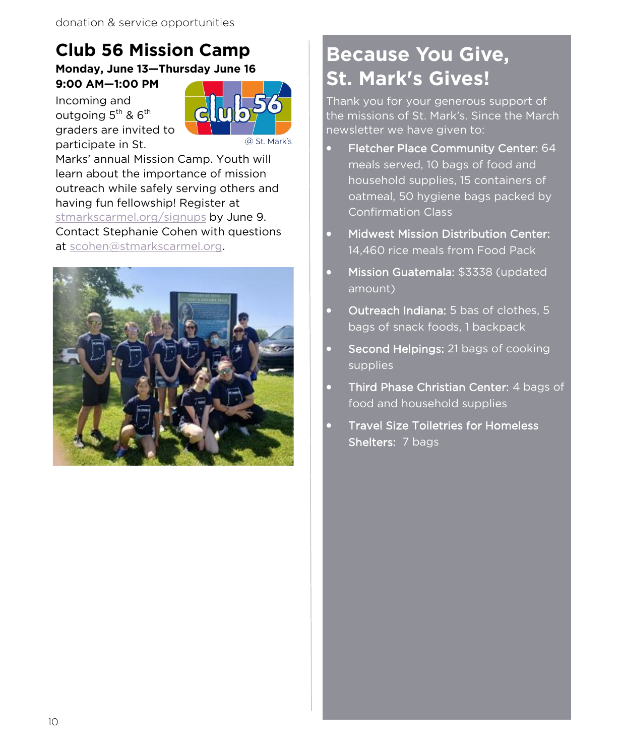donation & service opportunities

## Club 56 Mission Camp

**Monday, June 13—Thursday June 16**
**9:00 AM—1:00 PM**

Incoming and outgoing 5th & 6th graders are invited to participate in St. Marks' annual Mission Camp. Youth will learn about the importance of mission outreach while safely serving others and having fun fellowship! Register at stmarkscarmel.org/signups by June 9. Contact Stephanie Cohen with questions at scohen@stmarkscarmel.org.

## Because You Give, St. Mark's Gives!

Thank you for your generous support of the missions of St. Mark's. Since the March newsletter we have given to:

- **Fletcher Place Community Center:** 64 meals served, 10 bags of food and household supplies, 15 containers of oatmeal, 50 hygiene bags packed by Confirmation Class
- **Midwest Mission Distribution Center:** 14,460 rice meals from Food Pack
- **Mission Guatemala:** $3338 (updated amount)
- **Outreach Indiana:** 5 bas of clothes, 5 bags of snack foods, 1 backpack
- **Second Helpings:** 21 bags of cooking supplies
- **Third Phase Christian Center:** 4 bags of food and household supplies
- **Travel Size Toiletries for Homeless Shelters:** 7 bags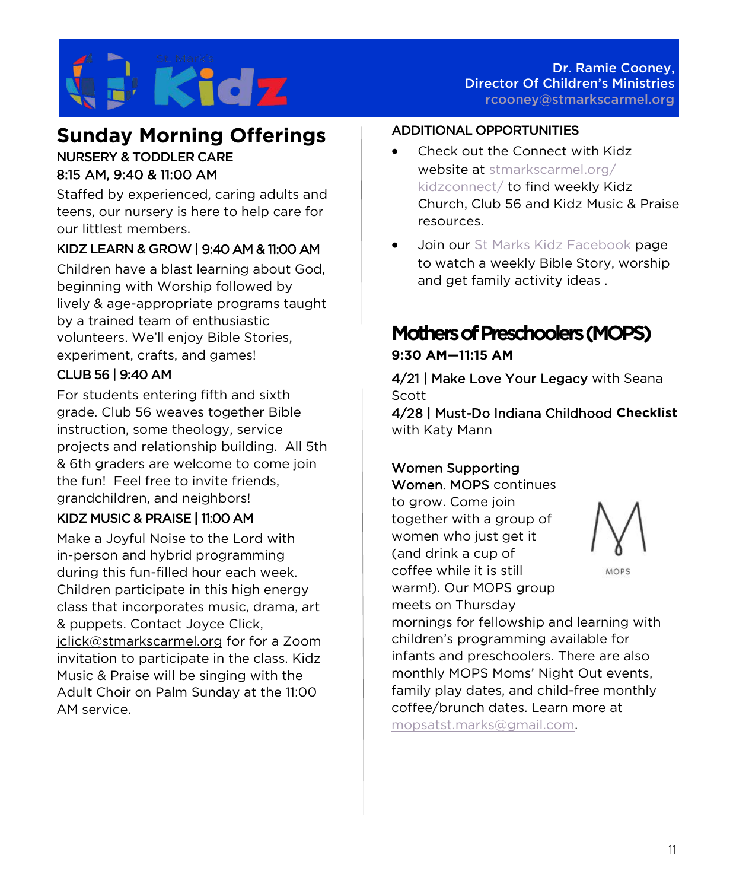St. Mark's **Kidz**

Dr. Ramie Cooney,
Director Of Children's Ministries
rcooney@stmarkscarmel.org

# Sunday Morning Offerings

**NURSERY & TODDLER CARE**
**8:15 AM, 9:40 & 11:00 AM**

Staffed by experienced, caring adults and teens, our nursery is here to help care for our littlest members.

**KIDZ LEARN & GROW | 9:40 AM & 11:00 AM**

Children have a blast learning about God, beginning with Worship followed by lively & age-appropriate programs taught by a trained team of enthusiastic volunteers. We'll enjoy Bible Stories, experiment, crafts, and games!

**CLUB 56 | 9:40 AM**

For students entering fifth and sixth grade. Club 56 weaves together Bible instruction, some theology, service projects and relationship building. All 5th & 6th graders are welcome to come join the fun! Feel free to invite friends, grandchildren, and neighbors!

**KIDZ MUSIC & PRAISE | 11:00 AM**

Make a Joyful Noise to the Lord with in-person and hybrid programming during this fun-filled hour each week. Children participate in this high energy class that incorporates music, drama, art & puppets. Contact Joyce Click, jclick@stmarkscarmel.org for for a Zoom invitation to participate in the class. Kidz Music & Praise will be singing with the Adult Choir on Palm Sunday at the 11:00 AM service.

**ADDITIONAL OPPORTUNITIES**

- Check out the Connect with Kidz website at stmarkscarmel.org/kidzconnect/ to find weekly Kidz Church, Club 56 and Kidz Music & Praise resources.
- Join our St Marks Kidz Facebook page to watch a weekly Bible Story, worship and get family activity ideas .

## Mothers of Preschoolers (MOPS)

**9:30 AM—11:15 AM**

**4/21 | Make Love Your Legacy** with Seana Scott
**4/28 | Must-Do Indiana Childhood Checklist** with Katy Mann

**Women Supporting Women.** MOPS continues to grow. Come join together with a group of women who just get it (and drink a cup of coffee while it is still warm!). Our MOPS group meets on Thursday mornings for fellowship and learning with children's programming available for infants and preschoolers. There are also monthly MOPS Moms' Night Out events, family play dates, and child-free monthly coffee/brunch dates. Learn more at mopsatst.marks@gmail.com.

MOPS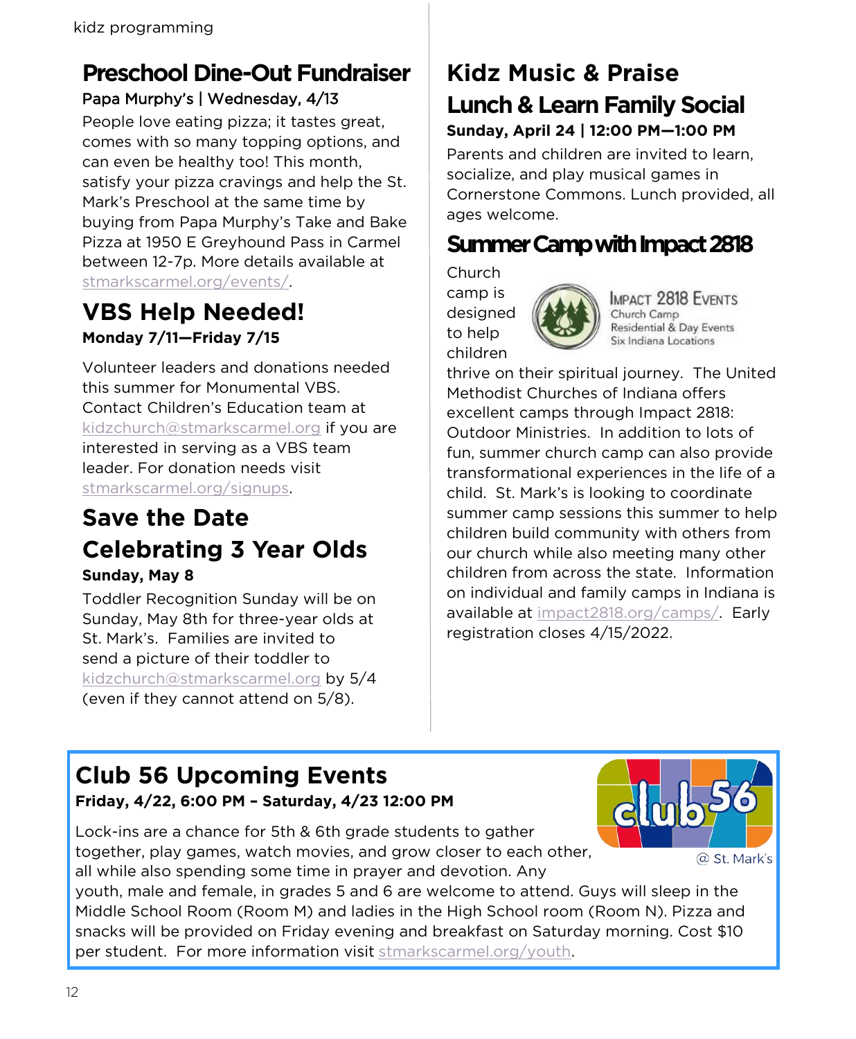## Preschool Dine-Out Fundraiser

**Papa Murphy's | Wednesday, 4/13**

People love eating pizza; it tastes great, comes with so many topping options, and can even be healthy too! This month, satisfy your pizza cravings and help the St. Mark's Preschool at the same time by buying from Papa Murphy's Take and Bake Pizza at 1950 E Greyhound Pass in Carmel between 12-7p. More details available at stmarkscarmel.org/events/.

## VBS Help Needed!

**Monday 7/11—Friday 7/15**

Volunteer leaders and donations needed this summer for Monumental VBS. Contact Children's Education team at kidzchurch@stmarkscarmel.org if you are interested in serving as a VBS team leader. For donation needs visit stmarkscarmel.org/signups.

## Save the Date Celebrating 3 Year Olds

**Sunday, May 8**

Toddler Recognition Sunday will be on Sunday, May 8th for three-year olds at St. Mark's. Families are invited to send a picture of their toddler to kidzchurch@stmarkscarmel.org by 5/4 (even if they cannot attend on 5/8).

## Kidz Music & Praise Lunch & Learn Family Social

**Sunday, April 24 | 12:00 PM—1:00 PM**

Parents and children are invited to learn, socialize, and play musical games in Cornerstone Commons. Lunch provided, all ages welcome.

## Summer Camp with Impact 2818

Impact 2818 Events
Church Camp
Residential & Day Events
Six Indiana Locations

Church camp is designed to help children thrive on their spiritual journey. The United Methodist Churches of Indiana offers excellent camps through Impact 2818: Outdoor Ministries. In addition to lots of fun, summer church camp can also provide transformational experiences in the life of a child. St. Mark's is looking to coordinate summer camp sessions this summer to help children build community with others from our church while also meeting many other children from across the state. Information on individual and family camps in Indiana is available at impact2818.org/camps/. Early registration closes 4/15/2022.

## Club 56 Upcoming Events

**Friday, 4/22, 6:00 PM – Saturday, 4/23 12:00 PM**

club 56 @ St. Mark's

Lock-ins are a chance for 5th & 6th grade students to gather together, play games, watch movies, and grow closer to each other, all while also spending some time in prayer and devotion. Any youth, male and female, in grades 5 and 6 are welcome to attend. Guys will sleep in the Middle School Room (Room M) and ladies in the High School room (Room N). Pizza and snacks will be provided on Friday evening and breakfast on Saturday morning. Cost $10 per student. For more information visit stmarkscarmel.org/youth.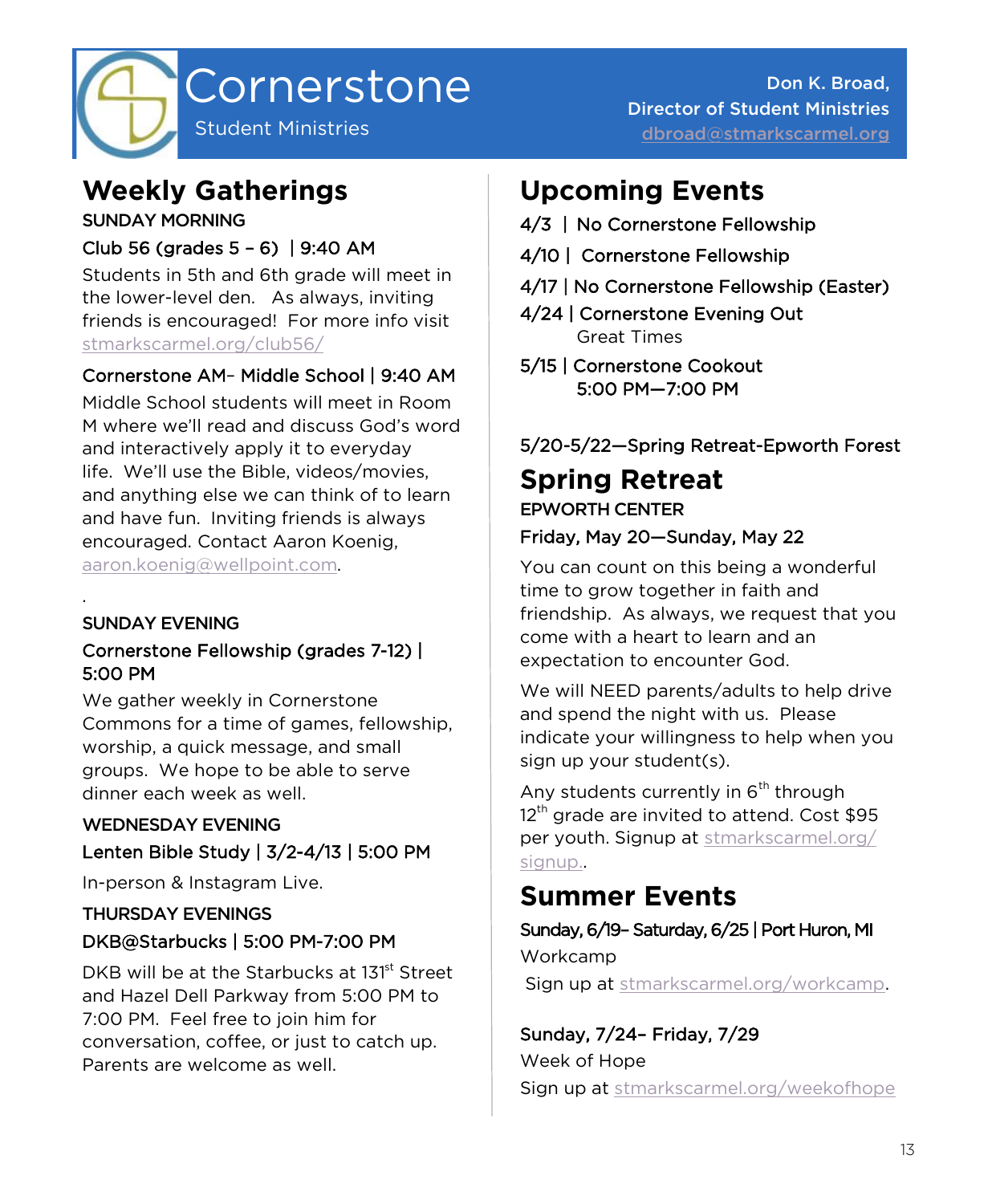# Cornerstone

Student Ministries

Don K. Broad,
Director of Student Ministries
dbroad@stmarkscarmel.org

## Weekly Gatherings

SUNDAY MORNING

Club 56 (grades 5 – 6) | 9:40 AM

Students in 5th and 6th grade will meet in the lower-level den. As always, inviting friends is encouraged! For more info visit stmarkscarmel.org/club56/

Cornerstone AM– Middle School | 9:40 AM

Middle School students will meet in Room M where we'll read and discuss God's word and interactively apply it to everyday life. We'll use the Bible, videos/movies, and anything else we can think of to learn and have fun. Inviting friends is always encouraged. Contact Aaron Koenig, aaron.koenig@wellpoint.com.

.

SUNDAY EVENING

Cornerstone Fellowship (grades 7-12) | 5:00 PM

We gather weekly in Cornerstone Commons for a time of games, fellowship, worship, a quick message, and small groups. We hope to be able to serve dinner each week as well.

WEDNESDAY EVENING

Lenten Bible Study | 3/2-4/13 | 5:00 PM

In-person & Instagram Live.

THURSDAY EVENINGS

DKB@Starbucks | 5:00 PM-7:00 PM

DKB will be at the Starbucks at 131st Street and Hazel Dell Parkway from 5:00 PM to 7:00 PM. Feel free to join him for conversation, coffee, or just to catch up. Parents are welcome as well.

## Upcoming Events

4/3 | No Cornerstone Fellowship

4/10 | Cornerstone Fellowship

4/17 | No Cornerstone Fellowship (Easter)

4/24 | Cornerstone Evening Out
Great Times

5/15 | Cornerstone Cookout
5:00 PM—7:00 PM

5/20-5/22—Spring Retreat-Epworth Forest

## Spring Retreat

EPWORTH CENTER

Friday, May 20—Sunday, May 22

You can count on this being a wonderful time to grow together in faith and friendship. As always, we request that you come with a heart to learn and an expectation to encounter God.

We will NEED parents/adults to help drive and spend the night with us. Please indicate your willingness to help when you sign up your student(s).

Any students currently in 6th through 12th grade are invited to attend. Cost $95 per youth. Signup at stmarkscarmel.org/signup..

## Summer Events

Sunday, 6/19– Saturday, 6/25 | Port Huron, MI

Workcamp

Sign up at stmarkscarmel.org/workcamp.

Sunday, 7/24– Friday, 7/29

Week of Hope

Sign up at stmarkscarmel.org/weekofhope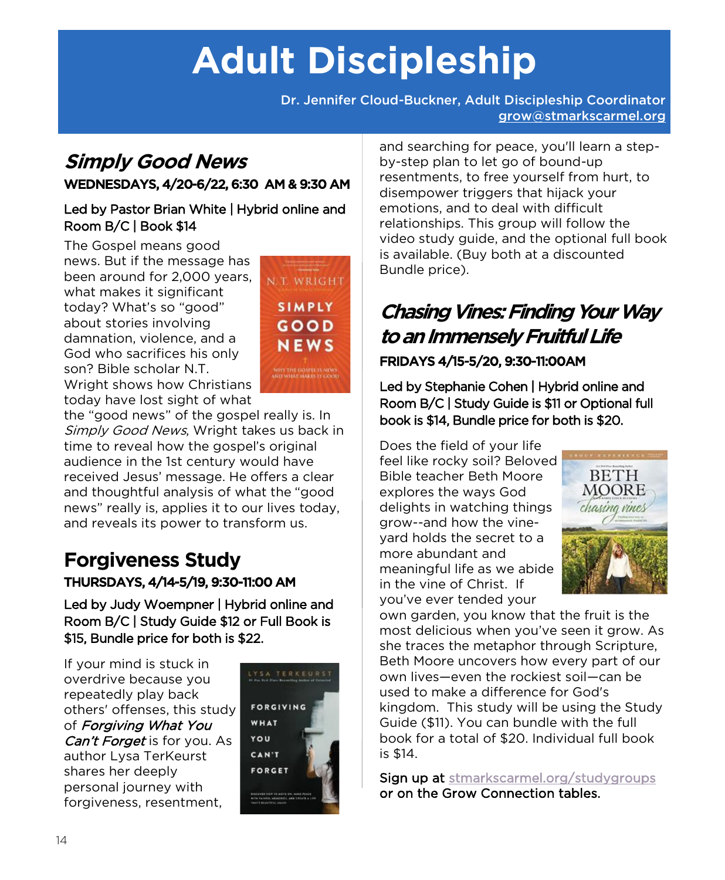# Adult Discipleship

Dr. Jennifer Cloud-Buckner, Adult Discipleship Coordinator
grow@stmarkscarmel.org

## *Simply Good News*

**WEDNESDAYS, 4/20-6/22, 6:30 AM & 9:30 AM**

**Led by Pastor Brian White | Hybrid online and Room B/C | Book $14**

The Gospel means good news. But if the message has been around for 2,000 years, what makes it significant today? What's so "good" about stories involving damnation, violence, and a God who sacrifices his only son? Bible scholar N.T. Wright shows how Christians today have lost sight of what the "good news" of the gospel really is. In *Simply Good News*, Wright takes us back in time to reveal how the gospel's original audience in the 1st century would have received Jesus' message. He offers a clear and thoughtful analysis of what the "good news" really is, applies it to our lives today, and reveals its power to transform us.

## Forgiveness Study

**THURSDAYS, 4/14-5/19, 9:30-11:00 AM**

**Led by Judy Woempner | Hybrid online and Room B/C | Study Guide $12 or Full Book is $15, Bundle price for both is $22.**

If your mind is stuck in overdrive because you repeatedly play back others' offenses, this study of *Forgiving What You Can't Forget* is for you. As author Lysa TerKeurst shares her deeply personal journey with forgiveness, resentment, and searching for peace, you'll learn a step-by-step plan to let go of bound-up resentments, to free yourself from hurt, to disempower triggers that hijack your emotions, and to deal with difficult relationships. This group will follow the video study guide, and the optional full book is available. (Buy both at a discounted Bundle price).

## *Chasing Vines: Finding Your Way to an Immensely Fruitful Life*

**FRIDAYS 4/15-5/20, 9:30-11:00AM**

**Led by Stephanie Cohen | Hybrid online and Room B/C | Study Guide is $11 or Optional full book is $14, Bundle price for both is $20.**

Does the field of your life feel like rocky soil? Beloved Bible teacher Beth Moore explores the ways God delights in watching things grow--and how the vine-yard holds the secret to a more abundant and meaningful life as we abide in the vine of Christ. If you've ever tended your own garden, you know that the fruit is the most delicious when you've seen it grow. As she traces the metaphor through Scripture, Beth Moore uncovers how every part of our own lives—even the rockiest soil—can be used to make a difference for God's kingdom. This study will be using the Study Guide ($11). You can bundle with the full book for a total of $20. Individual full book is $14.

Sign up at stmarkscarmel.org/studygroups or on the Grow Connection tables.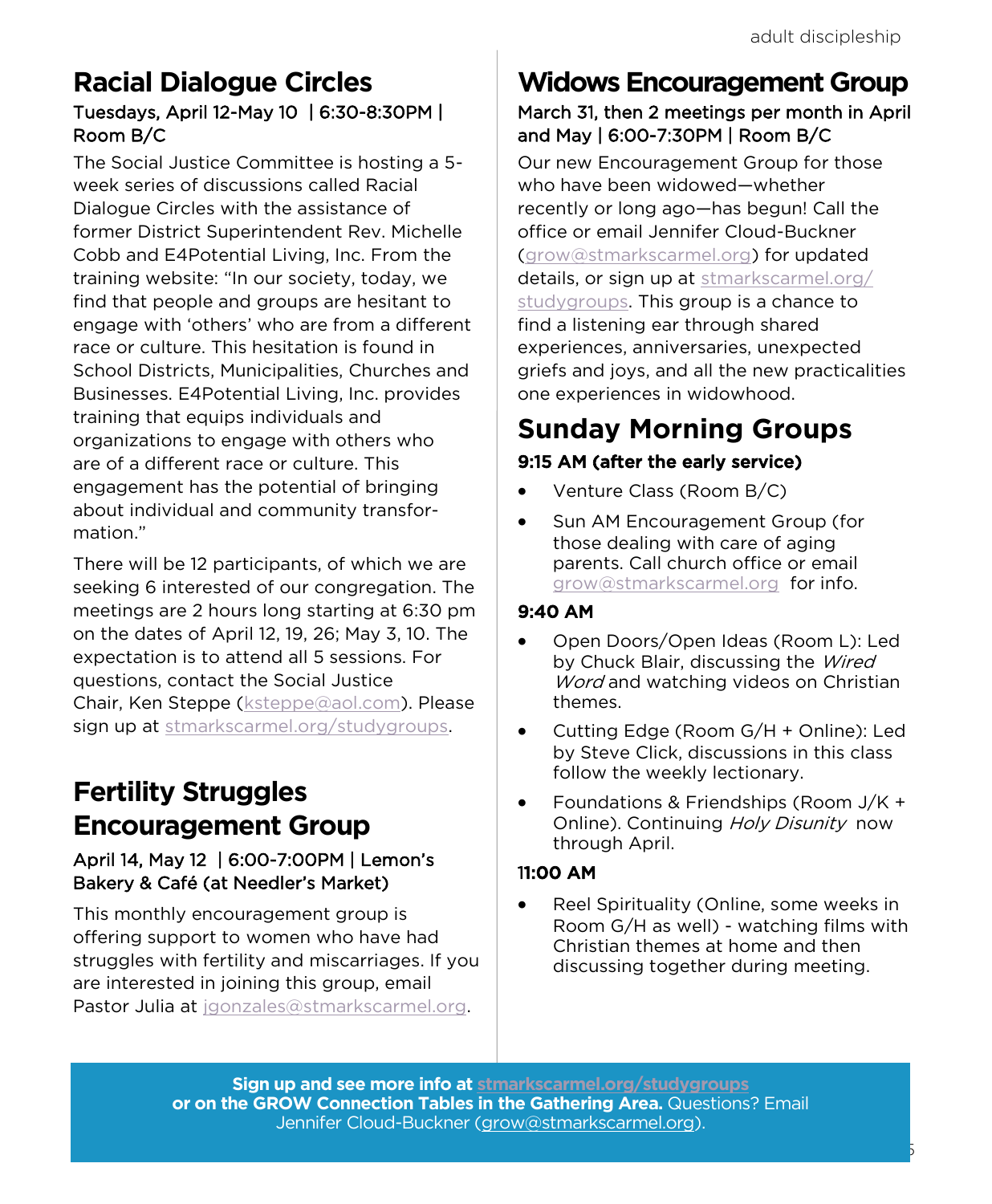## Racial Dialogue Circles

**Tuesdays, April 12-May 10 | 6:30-8:30PM | Room B/C**

The Social Justice Committee is hosting a 5-week series of discussions called Racial Dialogue Circles with the assistance of former District Superintendent Rev. Michelle Cobb and E4Potential Living, Inc. From the training website: "In our society, today, we find that people and groups are hesitant to engage with 'others' who are from a different race or culture. This hesitation is found in School Districts, Municipalities, Churches and Businesses. E4Potential Living, Inc. provides training that equips individuals and organizations to engage with others who are of a different race or culture. This engagement has the potential of bringing about individual and community transformation."

There will be 12 participants, of which we are seeking 6 interested of our congregation. The meetings are 2 hours long starting at 6:30 pm on the dates of April 12, 19, 26; May 3, 10. The expectation is to attend all 5 sessions. For questions, contact the Social Justice Chair, Ken Steppe (ksteppe@aol.com). Please sign up at stmarkscarmel.org/studygroups.

## Fertility Struggles Encouragement Group

**April 14, May 12 | 6:00-7:00PM | Lemon's Bakery & Café (at Needler's Market)**

This monthly encouragement group is offering support to women who have had struggles with fertility and miscarriages. If you are interested in joining this group, email Pastor Julia at jgonzales@stmarkscarmel.org.

## Widows Encouragement Group

**March 31, then 2 meetings per month in April and May | 6:00-7:30PM | Room B/C**

Our new Encouragement Group for those who have been widowed—whether recently or long ago—has begun! Call the office or email Jennifer Cloud-Buckner (grow@stmarkscarmel.org) for updated details, or sign up at stmarkscarmel.org/studygroups. This group is a chance to find a listening ear through shared experiences, anniversaries, unexpected griefs and joys, and all the new practicalities one experiences in widowhood.

## Sunday Morning Groups

**9:15 AM (after the early service)**

- Venture Class (Room B/C)
- Sun AM Encouragement Group (for those dealing with care of aging parents. Call church office or email grow@stmarkscarmel.org for info.

**9:40 AM**

- Open Doors/Open Ideas (Room L): Led by Chuck Blair, discussing the *Wired Word* and watching videos on Christian themes.
- Cutting Edge (Room G/H + Online): Led by Steve Click, discussions in this class follow the weekly lectionary.
- Foundations & Friendships (Room J/K + Online). Continuing *Holy Disunity* now through April.

**11:00 AM**

- Reel Spirituality (Online, some weeks in Room G/H as well) - watching films with Christian themes at home and then discussing together during meeting.

**Sign up and see more info at stmarkscarmel.org/studygroups or on the GROW Connection Tables in the Gathering Area.** Questions? Email Jennifer Cloud-Buckner (grow@stmarkscarmel.org).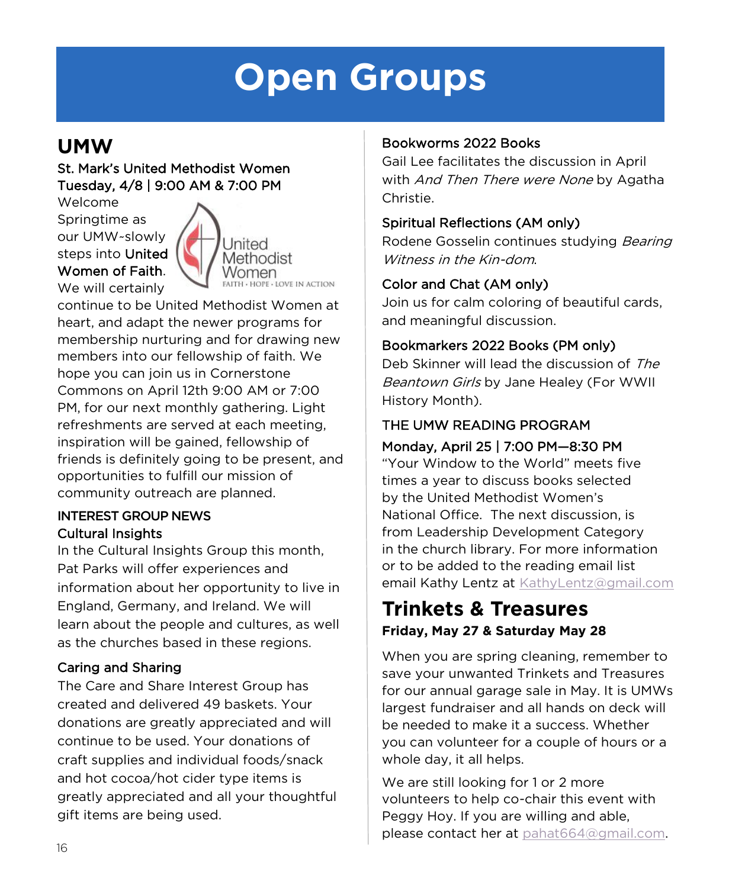# Open Groups

## UMW

**St. Mark's United Methodist Women**
**Tuesday, 4/8 | 9:00 AM & 7:00 PM**

Welcome Springtime as our UMW~slowly steps into **United Women of Faith**. We will certainly continue to be United Methodist Women at heart, and adapt the newer programs for membership nurturing and for drawing new members into our fellowship of faith. We hope you can join us in Cornerstone Commons on April 12th 9:00 AM or 7:00 PM, for our next monthly gathering. Light refreshments are served at each meeting, inspiration will be gained, fellowship of friends is definitely going to be present, and opportunities to fulfill our mission of community outreach are planned.

**INTEREST GROUP NEWS**

**Cultural Insights**

In the Cultural Insights Group this month, Pat Parks will offer experiences and information about her opportunity to live in England, Germany, and Ireland. We will learn about the people and cultures, as well as the churches based in these regions.

**Caring and Sharing**

The Care and Share Interest Group has created and delivered 49 baskets. Your donations are greatly appreciated and will continue to be used. Your donations of craft supplies and individual foods/snack and hot cocoa/hot cider type items is greatly appreciated and all your thoughtful gift items are being used.

**Bookworms 2022 Books**

Gail Lee facilitates the discussion in April with *And Then There were None* by Agatha Christie.

**Spiritual Reflections (AM only)**

Rodene Gosselin continues studying *Bearing Witness in the Kin-dom*.

**Color and Chat (AM only)**

Join us for calm coloring of beautiful cards, and meaningful discussion.

**Bookmarkers 2022 Books (PM only)**

Deb Skinner will lead the discussion of *The Beantown Girls* by Jane Healey (For WWII History Month).

**THE UMW READING PROGRAM**

**Monday, April 25 | 7:00 PM—8:30 PM**

"Your Window to the World" meets five times a year to discuss books selected by the United Methodist Women's National Office. The next discussion, is from Leadership Development Category in the church library. For more information or to be added to the reading email list email Kathy Lentz at KathyLentz@gmail.com

## Trinkets & Treasures

**Friday, May 27 & Saturday May 28**

When you are spring cleaning, remember to save your unwanted Trinkets and Treasures for our annual garage sale in May. It is UMWs largest fundraiser and all hands on deck will be needed to make it a success. Whether you can volunteer for a couple of hours or a whole day, it all helps.

We are still looking for 1 or 2 more volunteers to help co-chair this event with Peggy Hoy. If you are willing and able, please contact her at pahat664@gmail.com.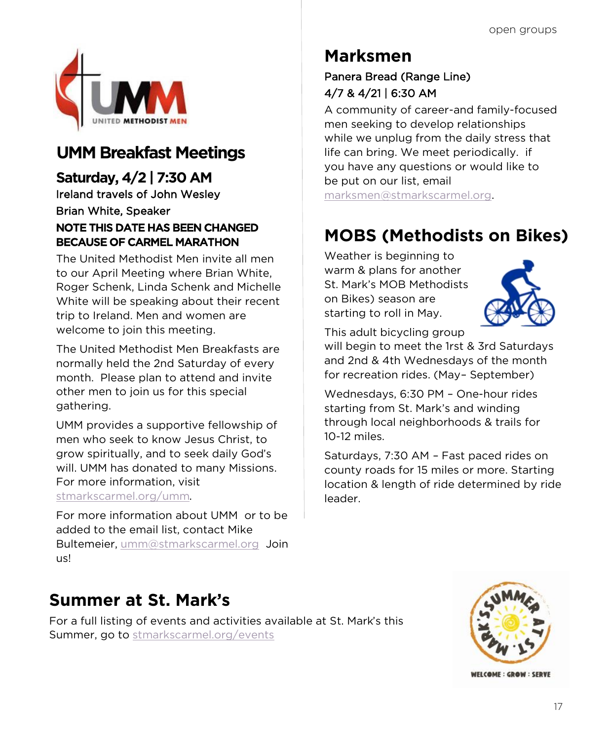## UMM Breakfast Meetings

### Saturday, 4/2 | 7:30 AM

Ireland travels of John Wesley

Brian White, Speaker

**NOTE THIS DATE HAS BEEN CHANGED BECAUSE OF CARMEL MARATHON**

The United Methodist Men invite all men to our April Meeting where Brian White, Roger Schenk, Linda Schenk and Michelle White will be speaking about their recent trip to Ireland. Men and women are welcome to join this meeting.

The United Methodist Men Breakfasts are normally held the 2nd Saturday of every month. Please plan to attend and invite other men to join us for this special gathering.

UMM provides a supportive fellowship of men who seek to know Jesus Christ, to grow spiritually, and to seek daily God's will. UMM has donated to many Missions. For more information, visit stmarkscarmel.org/umm.

For more information about UMM or to be added to the email list, contact Mike Bultemeier, umm@stmarkscarmel.org Join us!

## Marksmen

Panera Bread (Range Line)

4/7 & 4/21 | 6:30 AM

A community of career-and family-focused men seeking to develop relationships while we unplug from the daily stress that life can bring. We meet periodically. if you have any questions or would like to be put on our list, email marksmen@stmarkscarmel.org.

## MOBS (Methodists on Bikes)

Weather is beginning to warm & plans for another St. Mark's MOB Methodists on Bikes) season are starting to roll in May.

This adult bicycling group will begin to meet the 1rst & 3rd Saturdays and 2nd & 4th Wednesdays of the month for recreation rides. (May– September)

Wednesdays, 6:30 PM – One-hour rides starting from St. Mark's and winding through local neighborhoods & trails for 10-12 miles.

Saturdays, 7:30 AM – Fast paced rides on county roads for 15 miles or more. Starting location & length of ride determined by ride leader.

## Summer at St. Mark's

For a full listing of events and activities available at St. Mark's this Summer, go to stmarkscarmel.org/events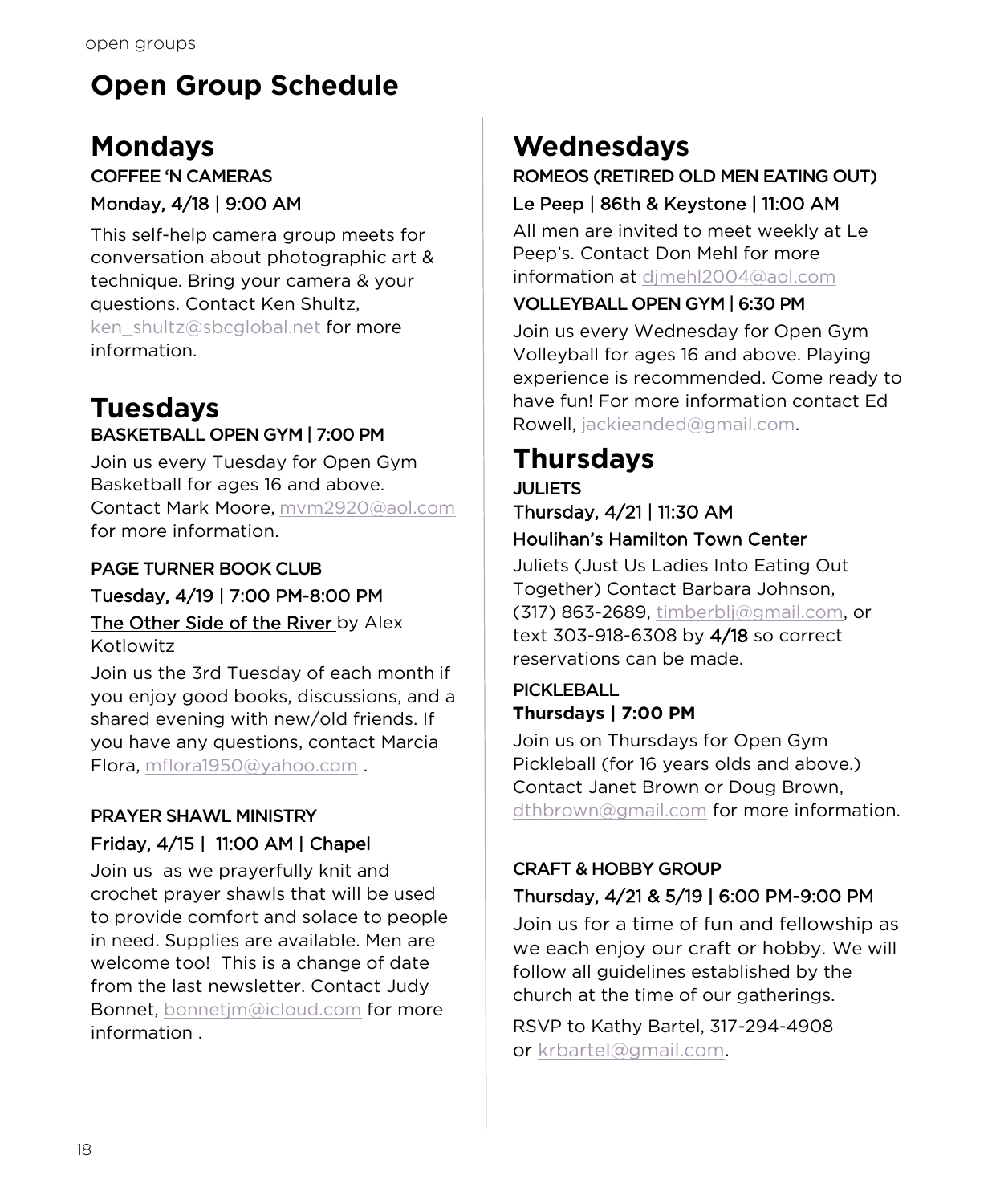# Open Group Schedule

## Mondays

**COFFEE 'N CAMERAS**

Monday, 4/18 | 9:00 AM

This self-help camera group meets for conversation about photographic art & technique. Bring your camera & your questions. Contact Ken Shultz, ken_shultz@sbcglobal.net for more information.

## Tuesdays

**BASKETBALL OPEN GYM | 7:00 PM**

Join us every Tuesday for Open Gym Basketball for ages 16 and above. Contact Mark Moore, mvm2920@aol.com for more information.

**PAGE TURNER BOOK CLUB**

Tuesday, 4/19 | 7:00 PM-8:00 PM

The Other Side of the River by Alex Kotlowitz

Join us the 3rd Tuesday of each month if you enjoy good books, discussions, and a shared evening with new/old friends. If you have any questions, contact Marcia Flora, mflora1950@yahoo.com .

**PRAYER SHAWL MINISTRY**

Friday, 4/15 | 11:00 AM | Chapel

Join us as we prayerfully knit and crochet prayer shawls that will be used to provide comfort and solace to people in need. Supplies are available. Men are welcome too! This is a change of date from the last newsletter. Contact Judy Bonnet, bonnetjm@icloud.com for more information .

## Wednesdays

**ROMEOS (RETIRED OLD MEN EATING OUT)**

Le Peep | 86th & Keystone | 11:00 AM

All men are invited to meet weekly at Le Peep's. Contact Don Mehl for more information at djmehl2004@aol.com

**VOLLEYBALL OPEN GYM | 6:30 PM**

Join us every Wednesday for Open Gym Volleyball for ages 16 and above. Playing experience is recommended. Come ready to have fun! For more information contact Ed Rowell, jackieanded@gmail.com.

## Thursdays

**JULIETS**

Thursday, 4/21 | 11:30 AM

Houlihan's Hamilton Town Center

Juliets (Just Us Ladies Into Eating Out Together) Contact Barbara Johnson, (317) 863-2689, timberblj@gmail.com, or text 303-918-6308 by **4/18** so correct reservations can be made.

**PICKLEBALL**

**Thursdays | 7:00 PM**

Join us on Thursdays for Open Gym Pickleball (for 16 years olds and above.) Contact Janet Brown or Doug Brown, dthbrown@gmail.com for more information.

**CRAFT & HOBBY GROUP**

Thursday, 4/21 & 5/19 | 6:00 PM-9:00 PM

Join us for a time of fun and fellowship as we each enjoy our craft or hobby. We will follow all guidelines established by the church at the time of our gatherings.

RSVP to Kathy Bartel, 317-294-4908 or krbartel@gmail.com.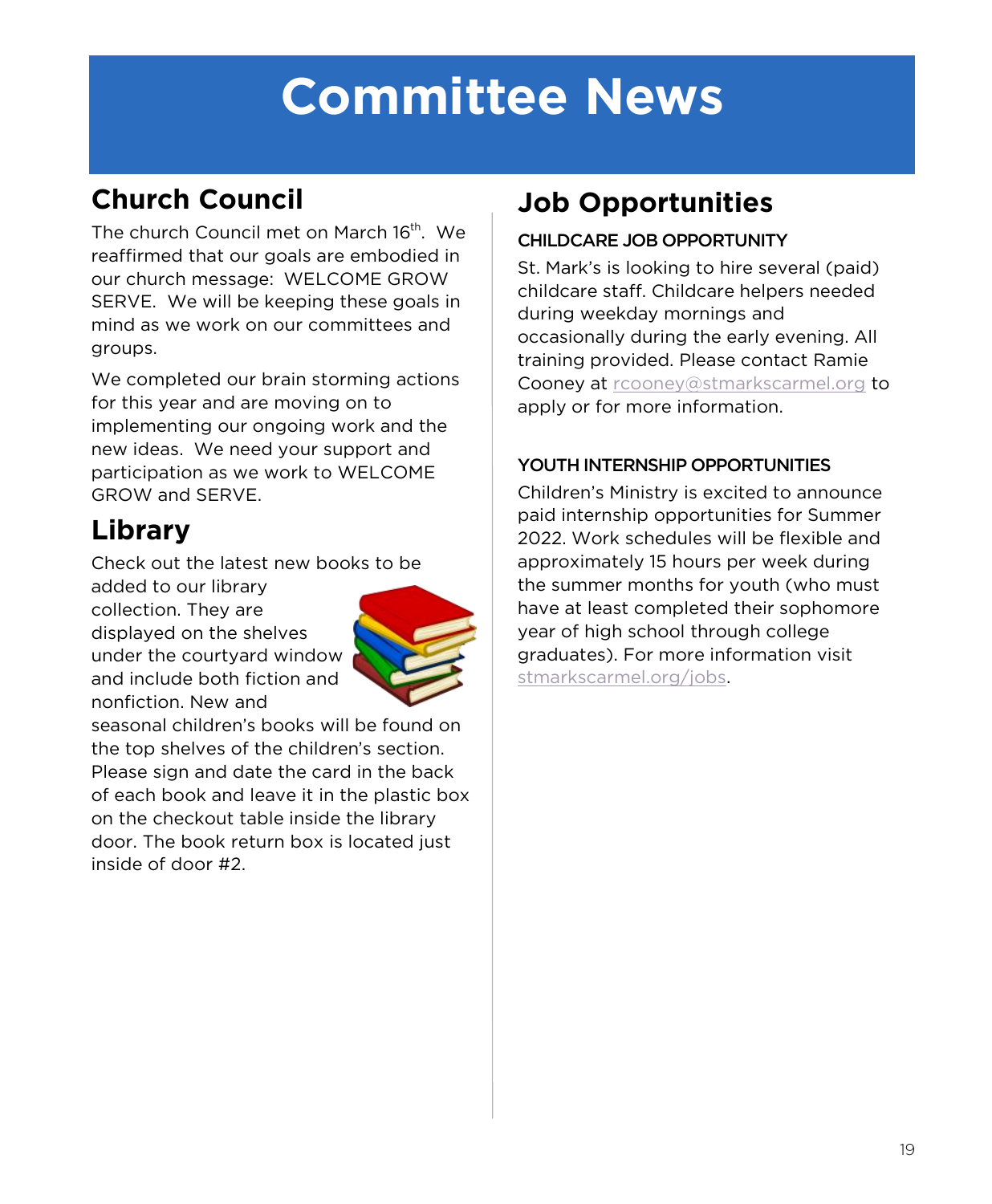# Committee News

## Church Council

The church Council met on March 16th.  We reaffirmed that our goals are embodied in our church message:  WELCOME GROW SERVE.  We will be keeping these goals in mind as we work on our committees and groups.

We completed our brain storming actions for this year and are moving on to implementing our ongoing work and the new ideas.  We need your support and participation as we work to WELCOME GROW and SERVE.

## Library

Check out the latest new books to be added to our library collection. They are displayed on the shelves under the courtyard window and include both fiction and nonfiction. New and seasonal children's books will be found on the top shelves of the children's section. Please sign and date the card in the back of each book and leave it in the plastic box on the checkout table inside the library door. The book return box is located just inside of door #2.

## Job Opportunities

### CHILDCARE JOB OPPORTUNITY

St. Mark's is looking to hire several (paid) childcare staff. Childcare helpers needed during weekday mornings and occasionally during the early evening. All training provided. Please contact Ramie Cooney at rcooney@stmarkscarmel.org to apply or for more information.

### YOUTH INTERNSHIP OPPORTUNITIES

Children's Ministry is excited to announce paid internship opportunities for Summer 2022. Work schedules will be flexible and approximately 15 hours per week during the summer months for youth (who must have at least completed their sophomore year of high school through college graduates). For more information visit stmarkscarmel.org/jobs.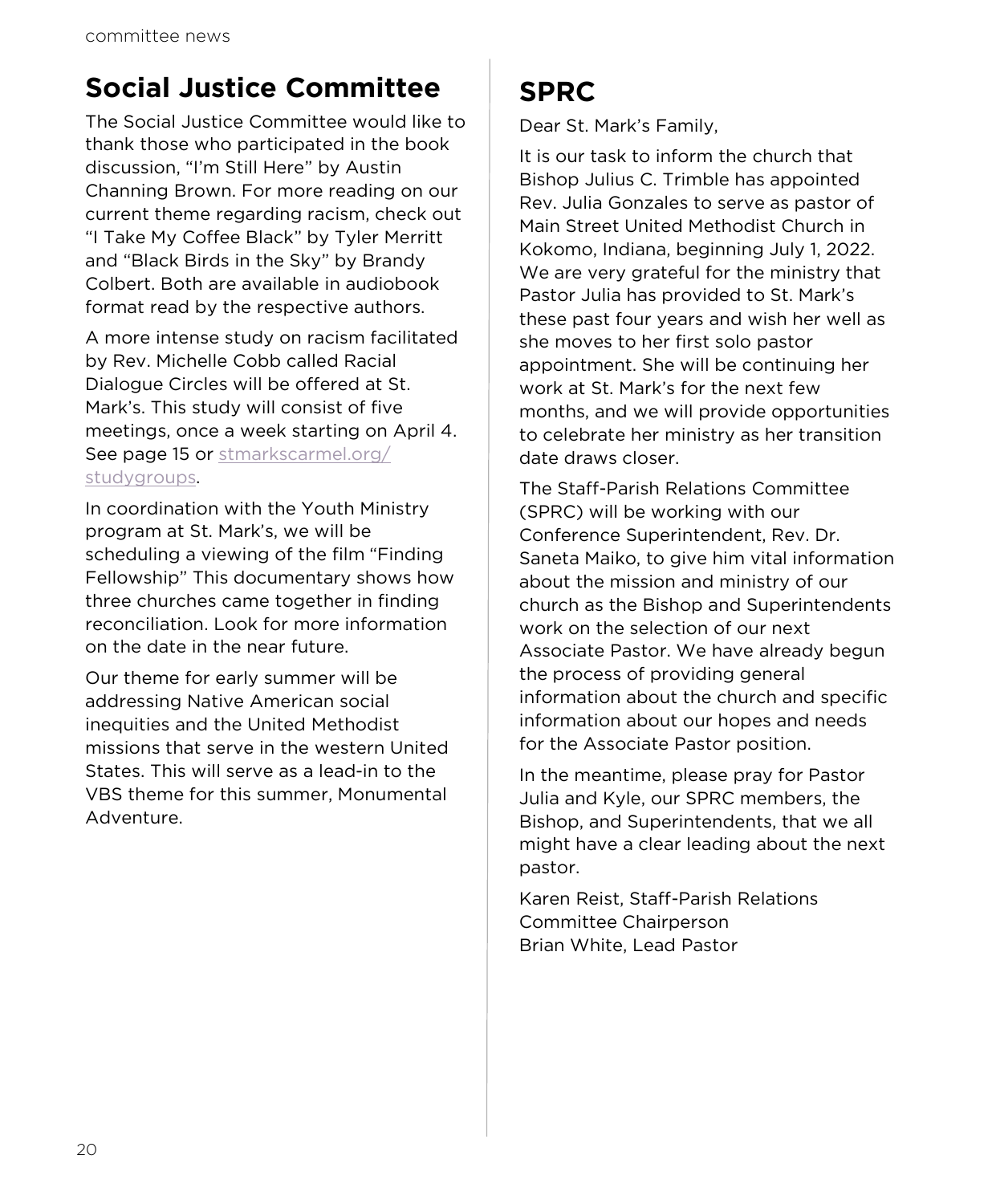## Social Justice Committee

The Social Justice Committee would like to thank those who participated in the book discussion, "I'm Still Here" by Austin Channing Brown. For more reading on our current theme regarding racism, check out "I Take My Coffee Black" by Tyler Merritt and "Black Birds in the Sky" by Brandy Colbert. Both are available in audiobook format read by the respective authors.

A more intense study on racism facilitated by Rev. Michelle Cobb called Racial Dialogue Circles will be offered at St. Mark's. This study will consist of five meetings, once a week starting on April 4. See page 15 or stmarkscarmel.org/studygroups.

In coordination with the Youth Ministry program at St. Mark's, we will be scheduling a viewing of the film "Finding Fellowship" This documentary shows how three churches came together in finding reconciliation. Look for more information on the date in the near future.

Our theme for early summer will be addressing Native American social inequities and the United Methodist missions that serve in the western United States. This will serve as a lead-in to the VBS theme for this summer, Monumental Adventure.

## SPRC

Dear St. Mark's Family,

It is our task to inform the church that Bishop Julius C. Trimble has appointed Rev. Julia Gonzales to serve as pastor of Main Street United Methodist Church in Kokomo, Indiana, beginning July 1, 2022. We are very grateful for the ministry that Pastor Julia has provided to St. Mark's these past four years and wish her well as she moves to her first solo pastor appointment. She will be continuing her work at St. Mark's for the next few months, and we will provide opportunities to celebrate her ministry as her transition date draws closer.

The Staff-Parish Relations Committee (SPRC) will be working with our Conference Superintendent, Rev. Dr. Saneta Maiko, to give him vital information about the mission and ministry of our church as the Bishop and Superintendents work on the selection of our next Associate Pastor. We have already begun the process of providing general information about the church and specific information about our hopes and needs for the Associate Pastor position.

In the meantime, please pray for Pastor Julia and Kyle, our SPRC members, the Bishop, and Superintendents, that we all might have a clear leading about the next pastor.

Karen Reist, Staff-Parish Relations Committee Chairperson
Brian White, Lead Pastor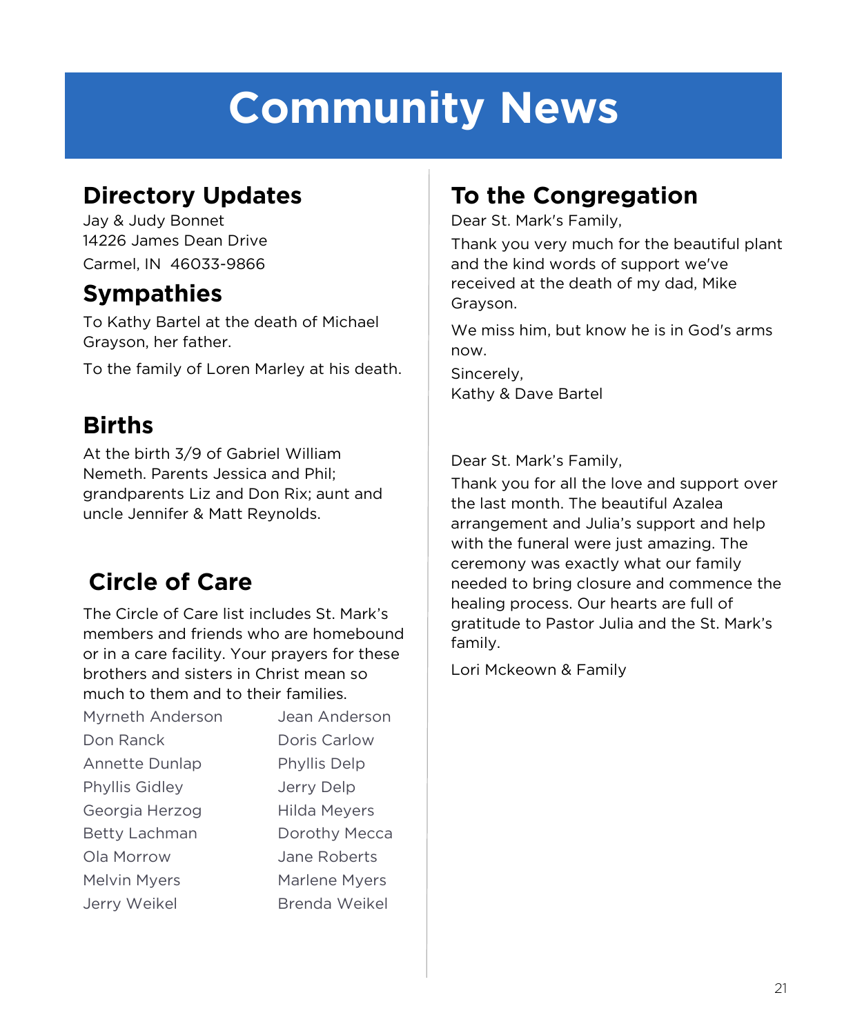# Community News

## Directory Updates

Jay & Judy Bonnet
14226 James Dean Drive
Carmel, IN 46033-9866

## Sympathies

To Kathy Bartel at the death of Michael Grayson, her father.

To the family of Loren Marley at his death.

## Births

At the birth 3/9 of Gabriel William Nemeth. Parents Jessica and Phil; grandparents Liz and Don Rix; aunt and uncle Jennifer & Matt Reynolds.

## Circle of Care

The Circle of Care list includes St. Mark's members and friends who are homebound or in a care facility. Your prayers for these brothers and sisters in Christ mean so much to them and to their families.

Myrneth Anderson
Don Ranck
Annette Dunlap
Phyllis Gidley
Georgia Herzog
Betty Lachman
Ola Morrow
Melvin Myers
Jerry Weikel
Jean Anderson
Doris Carlow
Phyllis Delp
Jerry Delp
Hilda Meyers
Dorothy Mecca
Jane Roberts
Marlene Myers
Brenda Weikel

## To the Congregation

Dear St. Mark's Family,

Thank you very much for the beautiful plant and the kind words of support we've received at the death of my dad, Mike Grayson.

We miss him, but know he is in God's arms now.

Sincerely,
Kathy & Dave Bartel

Dear St. Mark's Family,

Thank you for all the love and support over the last month. The beautiful Azalea arrangement and Julia's support and help with the funeral were just amazing. The ceremony was exactly what our family needed to bring closure and commence the healing process. Our hearts are full of gratitude to Pastor Julia and the St. Mark's family.

Lori Mckeown & Family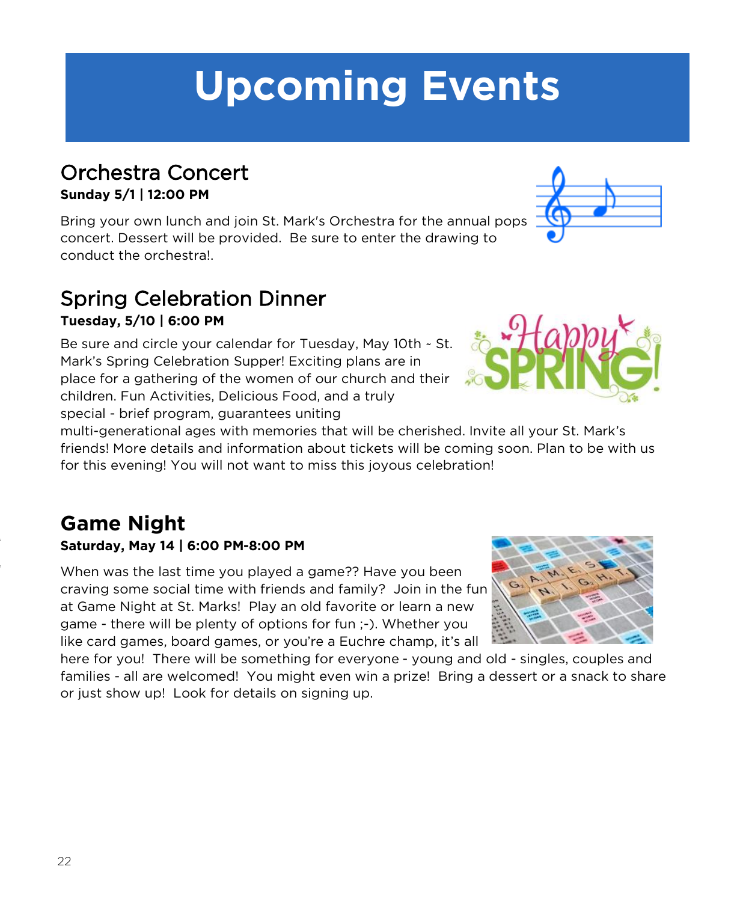# Upcoming Events

## Orchestra Concert

**Sunday 5/1 | 12:00 PM**

Bring your own lunch and join St. Mark's Orchestra for the annual pops concert. Dessert will be provided. Be sure to enter the drawing to conduct the orchestra!.

## Spring Celebration Dinner

**Tuesday, 5/10 | 6:00 PM**

Be sure and circle your calendar for Tuesday, May 10th ~ St. Mark's Spring Celebration Supper! Exciting plans are in place for a gathering of the women of our church and their children. Fun Activities, Delicious Food, and a truly special - brief program, guarantees uniting multi-generational ages with memories that will be cherished. Invite all your St. Mark's friends! More details and information about tickets will be coming soon. Plan to be with us for this evening! You will not want to miss this joyous celebration!

## Game Night

**Saturday, May 14 | 6:00 PM-8:00 PM**

When was the last time you played a game?? Have you been craving some social time with friends and family? Join in the fun at Game Night at St. Marks! Play an old favorite or learn a new game - there will be plenty of options for fun ;-). Whether you like card games, board games, or you're a Euchre champ, it's all here for you! There will be something for everyone - young and old - singles, couples and families - all are welcomed! You might even win a prize! Bring a dessert or a snack to share or just show up! Look for details on signing up.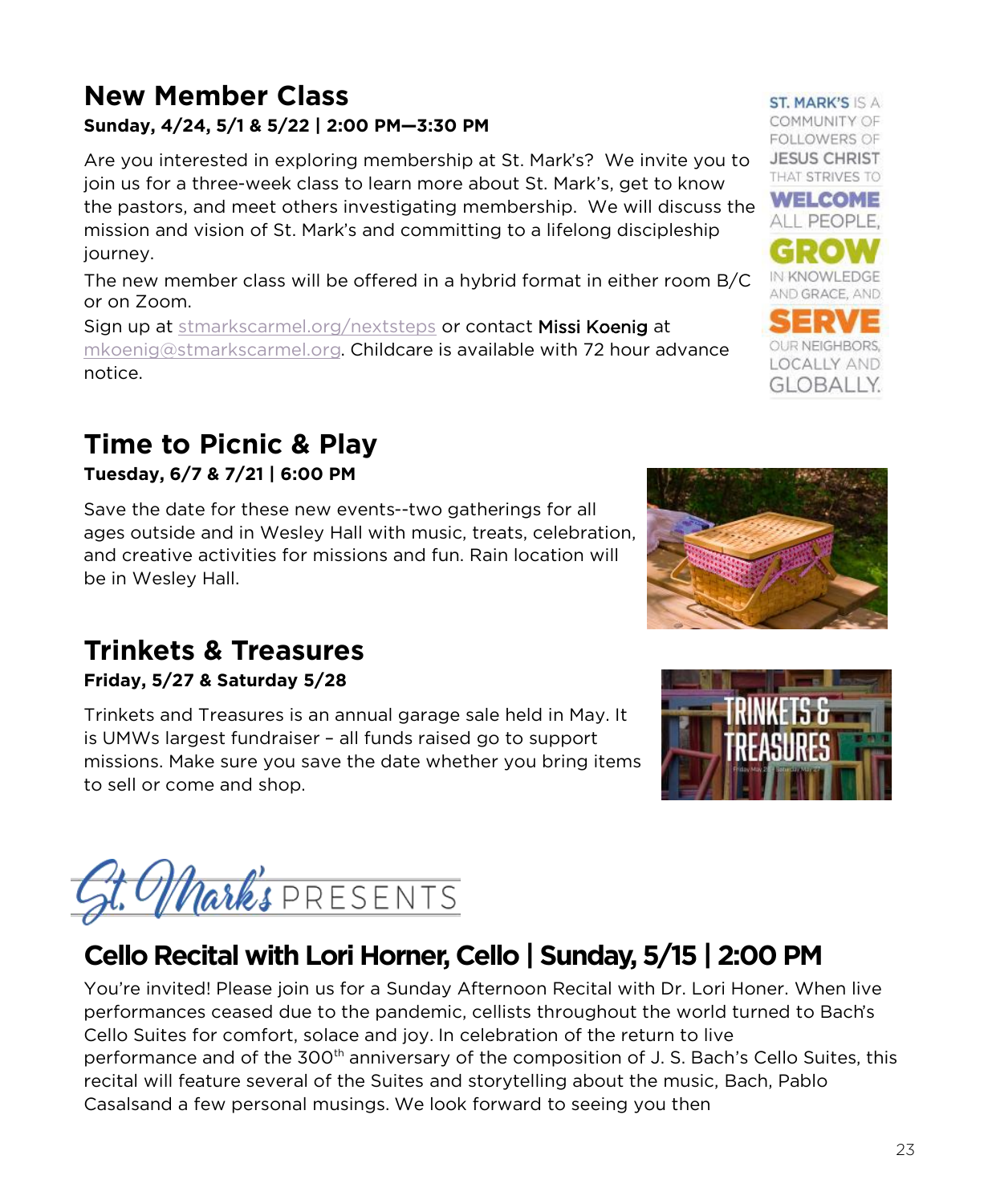## New Member Class

**Sunday, 4/24, 5/1 & 5/22 | 2:00 PM—3:30 PM**

Are you interested in exploring membership at St. Mark's? We invite you to join us for a three-week class to learn more about St. Mark's, get to know the pastors, and meet others investigating membership. We will discuss the mission and vision of St. Mark's and committing to a lifelong discipleship journey.

The new member class will be offered in a hybrid format in either room B/C or on Zoom.

Sign up at stmarkscarmel.org/nextsteps or contact Missi Koenig at mkoenig@stmarkscarmel.org. Childcare is available with 72 hour advance notice.

ST. MARK'S IS A COMMUNITY OF FOLLOWERS OF JESUS CHRIST THAT STRIVES TO **WELCOME** ALL PEOPLE, **GROW** IN KNOWLEDGE AND GRACE, AND **SERVE** OUR NEIGHBORS, LOCALLY AND GLOBALLY.

## Time to Picnic & Play

**Tuesday, 6/7 & 7/21 | 6:00 PM**

Save the date for these new events--two gatherings for all ages outside and in Wesley Hall with music, treats, celebration, and creative activities for missions and fun. Rain location will be in Wesley Hall.

## Trinkets & Treasures

**Friday, 5/27 & Saturday 5/28**

Trinkets and Treasures is an annual garage sale held in May. It is UMWs largest fundraiser – all funds raised go to support missions. Make sure you save the date whether you bring items to sell or come and shop.

# St. Mark's PRESENTS

## Cello Recital with Lori Horner, Cello | Sunday, 5/15 | 2:00 PM

You're invited! Please join us for a Sunday Afternoon Recital with Dr. Lori Honer. When live performances ceased due to the pandemic, cellists throughout the world turned to Bach's Cello Suites for comfort, solace and joy. In celebration of the return to live performance and of the 300th anniversary of the composition of J. S. Bach's Cello Suites, this recital will feature several of the Suites and storytelling about the music, Bach, Pablo Casalsand a few personal musings. We look forward to seeing you then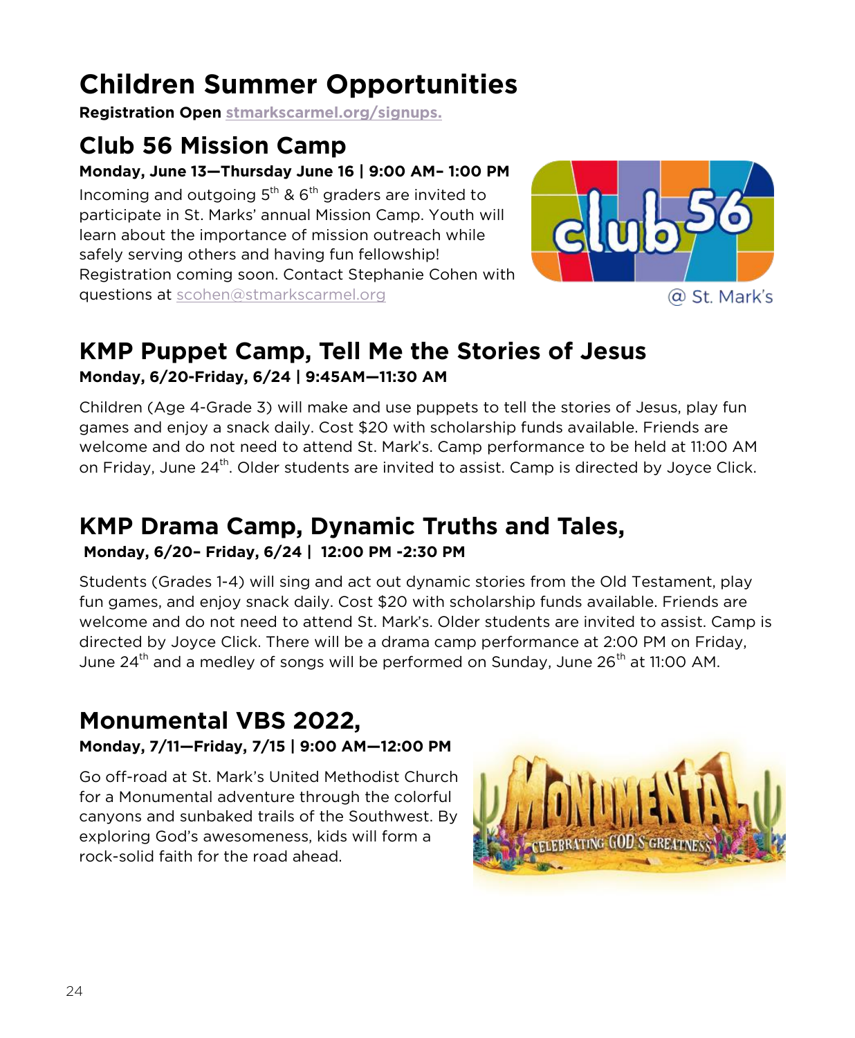# Children Summer Opportunities

**Registration Open stmarkscarmel.org/signups.**

## Club 56 Mission Camp

**Monday, June 13—Thursday June 16 | 9:00 AM– 1:00 PM**

Incoming and outgoing 5th & 6th graders are invited to participate in St. Marks' annual Mission Camp. Youth will learn about the importance of mission outreach while safely serving others and having fun fellowship! Registration coming soon. Contact Stephanie Cohen with questions at scohen@stmarkscarmel.org

## KMP Puppet Camp, Tell Me the Stories of Jesus

**Monday, 6/20-Friday, 6/24 | 9:45AM—11:30 AM**

Children (Age 4-Grade 3) will make and use puppets to tell the stories of Jesus, play fun games and enjoy a snack daily. Cost $20 with scholarship funds available. Friends are welcome and do not need to attend St. Mark's. Camp performance to be held at 11:00 AM on Friday, June 24th. Older students are invited to assist. Camp is directed by Joyce Click.

## KMP Drama Camp, Dynamic Truths and Tales,

**Monday, 6/20– Friday, 6/24 | 12:00 PM -2:30 PM**

Students (Grades 1-4) will sing and act out dynamic stories from the Old Testament, play fun games, and enjoy snack daily. Cost $20 with scholarship funds available. Friends are welcome and do not need to attend St. Mark's. Older students are invited to assist. Camp is directed by Joyce Click. There will be a drama camp performance at 2:00 PM on Friday, June 24th and a medley of songs will be performed on Sunday, June 26th at 11:00 AM.

## Monumental VBS 2022,

**Monday, 7/11—Friday, 7/15 | 9:00 AM—12:00 PM**

Go off-road at St. Mark's United Methodist Church for a Monumental adventure through the colorful canyons and sunbaked trails of the Southwest. By exploring God's awesomeness, kids will form a rock-solid faith for the road ahead.